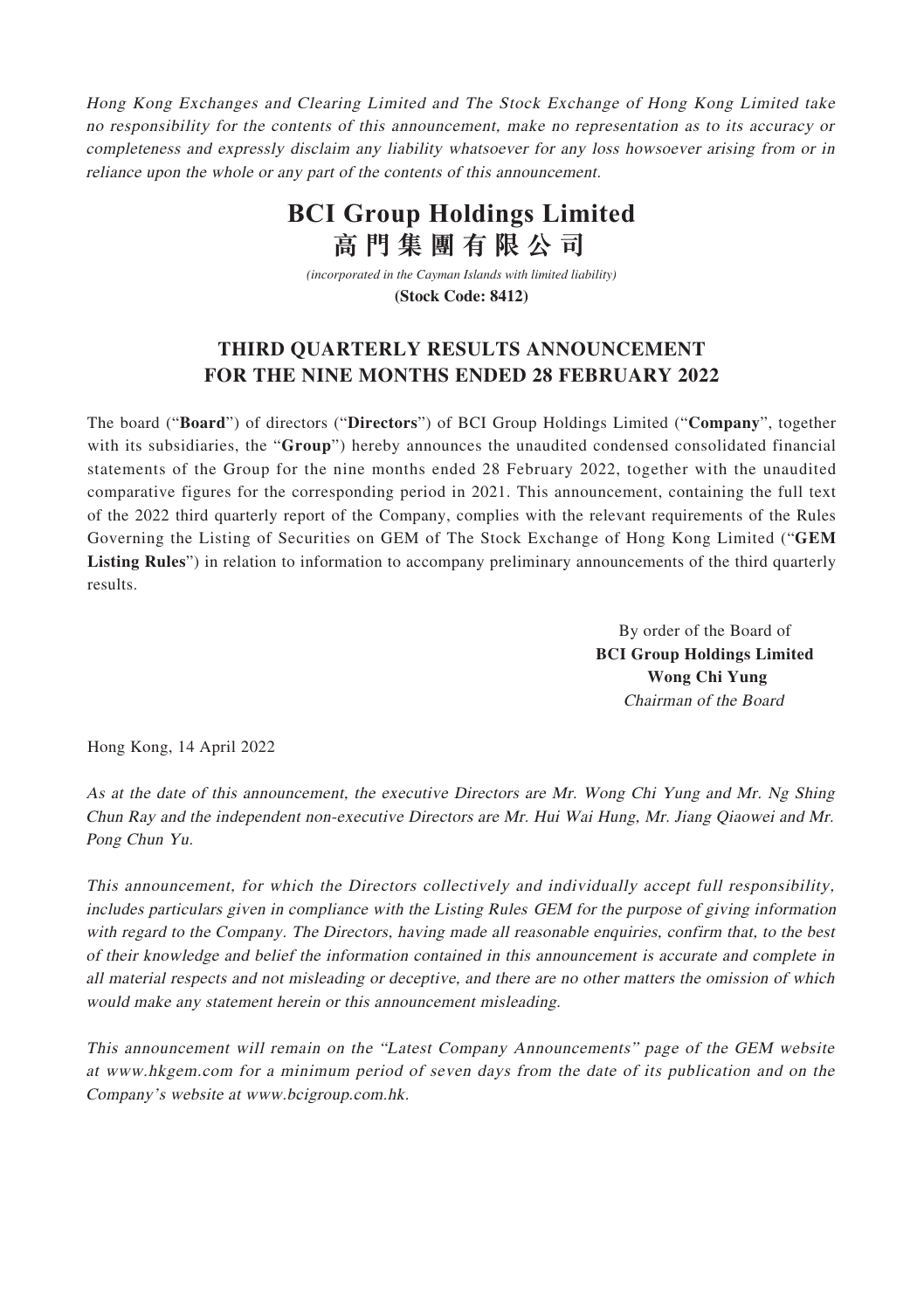*Hong Kong Exchanges and Clearing Limited and The Stock Exchange of Hong Kong Limited take no responsibility for the contents of this announcement, make no representation as to its accuracy or completeness and expressly disclaim any liability whatsoever for any loss howsoever arising from or in reliance upon the whole or any part of the contents of this announcement.*

# BCI Group Holdings Limited
# 高門集團有限公司

*(incorporated in the Cayman Islands with limited liability)*

**(Stock Code: 8412)**

## THIRD QUARTERLY RESULTS ANNOUNCEMENT FOR THE NINE MONTHS ENDED 28 FEBRUARY 2022

The board ("**Board**") of directors ("**Directors**") of BCI Group Holdings Limited ("**Company**", together with its subsidiaries, the "**Group**") hereby announces the unaudited condensed consolidated financial statements of the Group for the nine months ended 28 February 2022, together with the unaudited comparative figures for the corresponding period in 2021. This announcement, containing the full text of the 2022 third quarterly report of the Company, complies with the relevant requirements of the Rules Governing the Listing of Securities on GEM of The Stock Exchange of Hong Kong Limited ("**GEM Listing Rules**") in relation to information to accompany preliminary announcements of the third quarterly results.

By order of the Board of
**BCI Group Holdings Limited**
**Wong Chi Yung**
*Chairman of the Board*

Hong Kong, 14 April 2022

*As at the date of this announcement, the executive Directors are Mr. Wong Chi Yung and Mr. Ng Shing Chun Ray and the independent non-executive Directors are Mr. Hui Wai Hung, Mr. Jiang Qiaowei and Mr. Pong Chun Yu.*

*This announcement, for which the Directors collectively and individually accept full responsibility, includes particulars given in compliance with the Listing Rules GEM for the purpose of giving information with regard to the Company. The Directors, having made all reasonable enquiries, confirm that, to the best of their knowledge and belief the information contained in this announcement is accurate and complete in all material respects and not misleading or deceptive, and there are no other matters the omission of which would make any statement herein or this announcement misleading.*

*This announcement will remain on the "Latest Company Announcements" page of the GEM website at www.hkgem.com for a minimum period of seven days from the date of its publication and on the Company's website at www.bcigroup.com.hk.*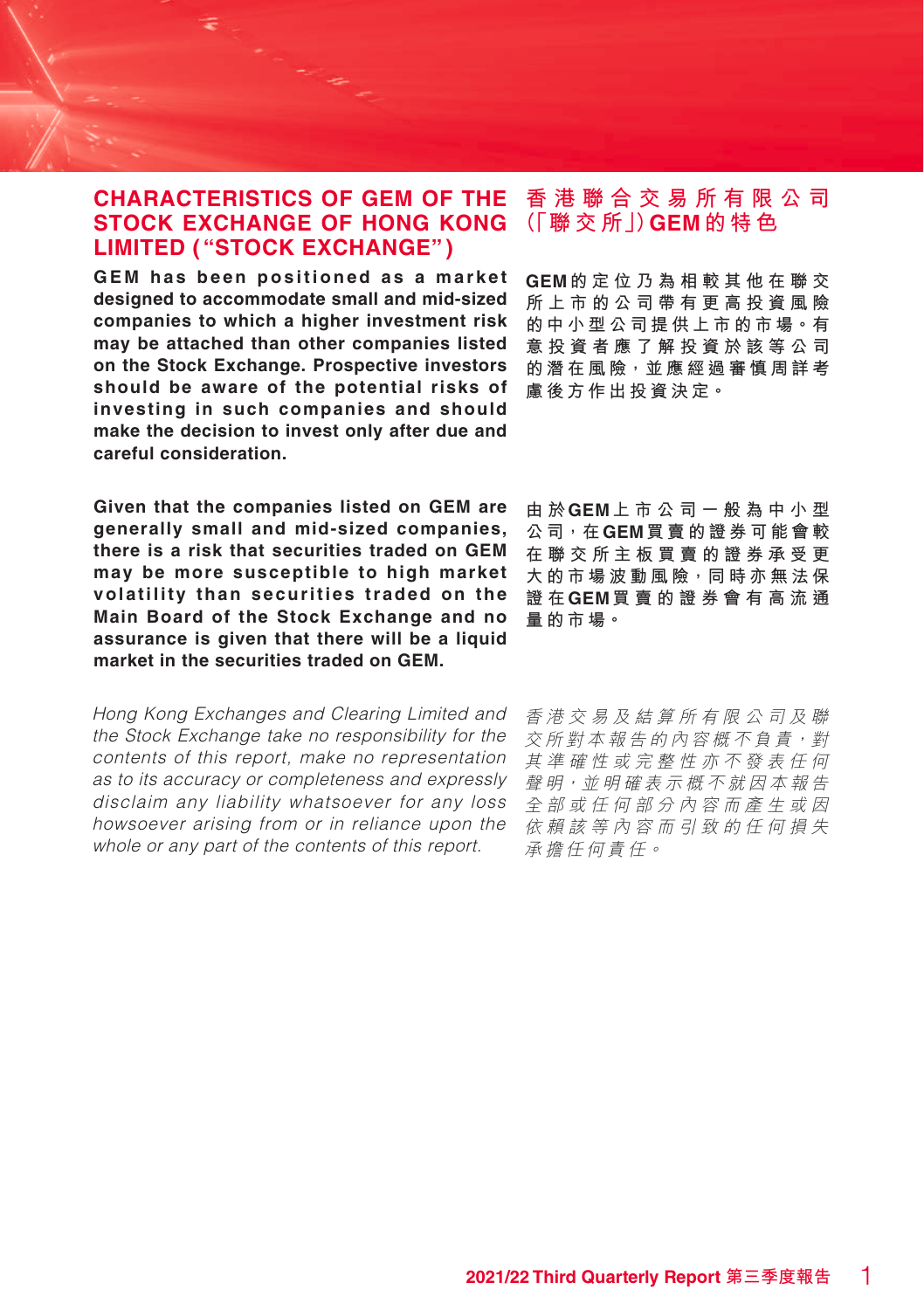# CHARACTERISTICS OF GEM OF THE STOCK EXCHANGE OF HONG KONG LIMITED (“STOCK EXCHANGE”)

**GEM has been positioned as a market designed to accommodate small and mid-sized companies to which a higher investment risk may be attached than other companies listed on the Stock Exchange. Prospective investors should be aware of the potential risks of investing in such companies and should make the decision to invest only after due and careful consideration.**

**Given that the companies listed on GEM are generally small and mid-sized companies, there is a risk that securities traded on GEM may be more susceptible to high market volatility than securities traded on the Main Board of the Stock Exchange and no assurance is given that there will be a liquid market in the securities traded on GEM.**

*Hong Kong Exchanges and Clearing Limited and the Stock Exchange take no responsibility for the contents of this report, make no representation as to its accuracy or completeness and expressly disclaim any liability whatsoever for any loss howsoever arising from or in reliance upon the whole or any part of the contents of this report.*

# 香港聯合交易所有限公司（「聯交所」）GEM的特色

**GEM的定位乃為相較其他在聯交所上市的公司帶有更高投資風險的中小型公司提供上市的市場。有意投資者應了解投資於該等公司的潛在風險，並應經過審慎周詳考慮後方作出投資決定。**

**由於GEM上市公司一般為中小型公司，在GEM買賣的證券可能會較在聯交所主板買賣的證券承受更大的市場波動風險，同時亦無法保證在GEM買賣的證券會有高流通量的市場。**

*香港交易及結算所有限公司及聯交所對本報告的內容概不負責，對其準確性或完整性亦不發表任何聲明，並明確表示概不就因本報告全部或任何部分內容而產生或因依賴該等內容而引致的任何損失承擔任何責任。*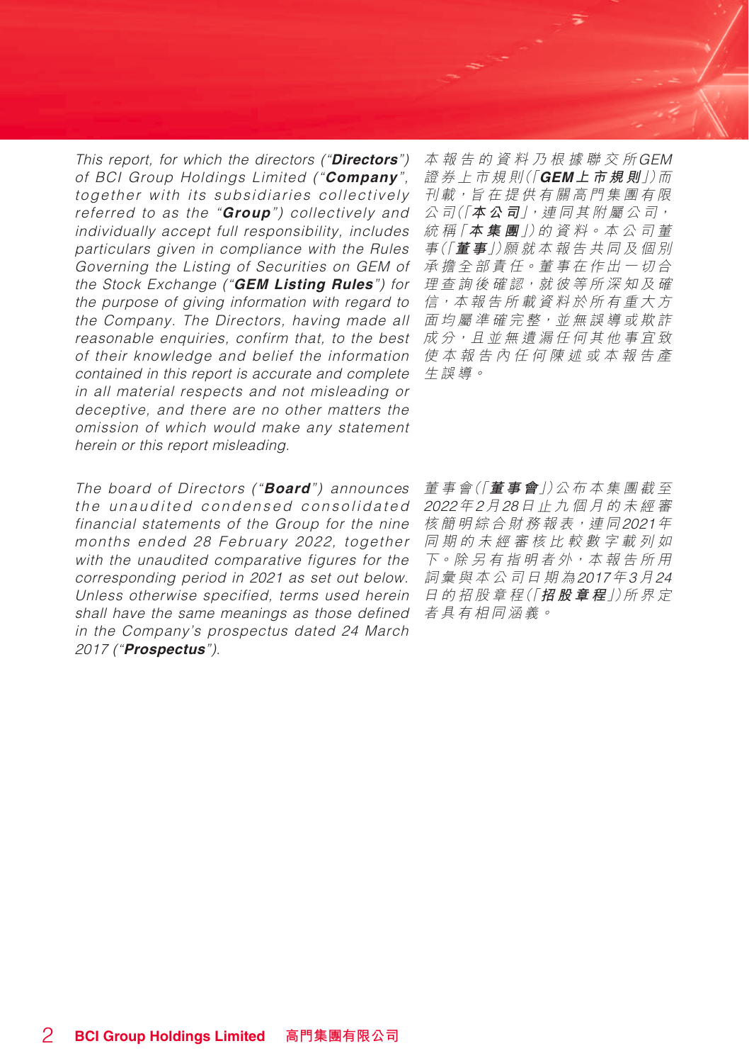*This report, for which the directors ("**Directors**") of BCI Group Holdings Limited ("**Company**", together with its subsidiaries collectively referred to as the "**Group**") collectively and individually accept full responsibility, includes particulars given in compliance with the Rules Governing the Listing of Securities on GEM of the Stock Exchange ("**GEM Listing Rules**") for the purpose of giving information with regard to the Company. The Directors, having made all reasonable enquiries, confirm that, to the best of their knowledge and belief the information contained in this report is accurate and complete in all material respects and not misleading or deceptive, and there are no other matters the omission of which would make any statement herein or this report misleading.*

*本報告的資料乃根據聯交所GEM證券上市規則(「**GEM上市規則**」)而刊載,旨在提供有關高門集團有限公司(「**本公司**」,連同其附屬公司,統稱「**本集團**」)的資料。本公司董事(「**董事**」)願就本報告共同及個別承擔全部責任。董事在作出一切合理查詢後確認,就彼等所深知及確信,本報告所載資料於所有重大方面均屬準確完整,並無誤導或欺詐成分,且並無遺漏任何其他事宜致使本報告內任何陳述或本報告產生誤導。*

*The board of Directors ("**Board**") announces the unaudited condensed consolidated financial statements of the Group for the nine months ended 28 February 2022, together with the unaudited comparative figures for the corresponding period in 2021 as set out below. Unless otherwise specified, terms used herein shall have the same meanings as those defined in the Company's prospectus dated 24 March 2017 ("**Prospectus**").*

*董事會(「**董事會**」)公布本集團截至2022年2月28日止九個月的未經審核簡明綜合財務報表,連同2021年同期的未經審核比較數字載列如下。除另有指明者外,本報告所用詞彙與本公司日期為2017年3月24日的招股章程(「**招股章程**」)所界定者具有相同涵義。*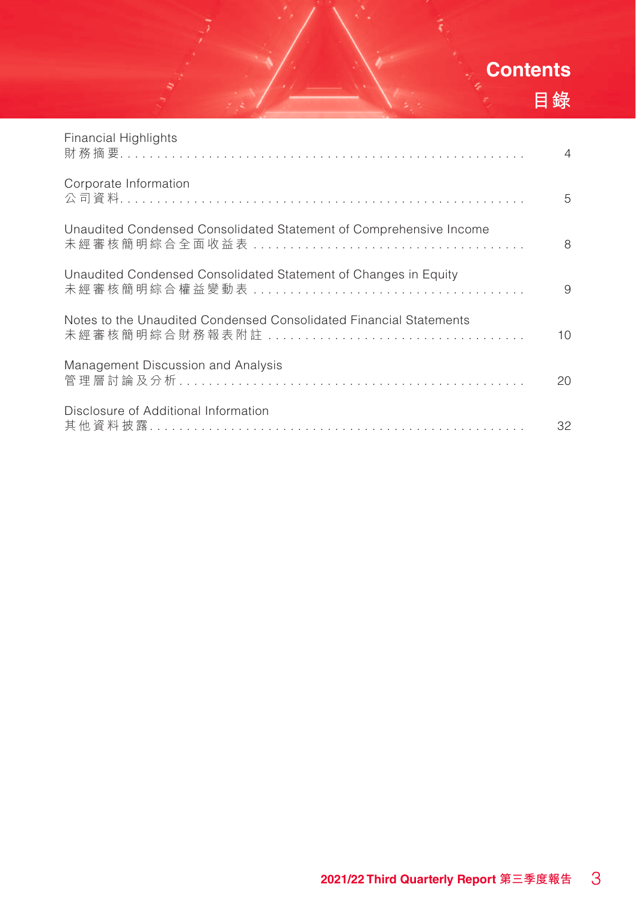# Contents
# 目錄

| | |
|---|---|
| Financial Highlights<br>財務摘要 | 4 |
| Corporate Information<br>公司資料 | 5 |
| Unaudited Condensed Consolidated Statement of Comprehensive Income<br>未經審核簡明綜合全面收益表 | 8 |
| Unaudited Condensed Consolidated Statement of Changes in Equity<br>未經審核簡明綜合權益變動表 | 9 |
| Notes to the Unaudited Condensed Consolidated Financial Statements<br>未經審核簡明綜合財務報表附註 | 10 |
| Management Discussion and Analysis<br>管理層討論及分析 | 20 |
| Disclosure of Additional Information<br>其他資料披露 | 32 |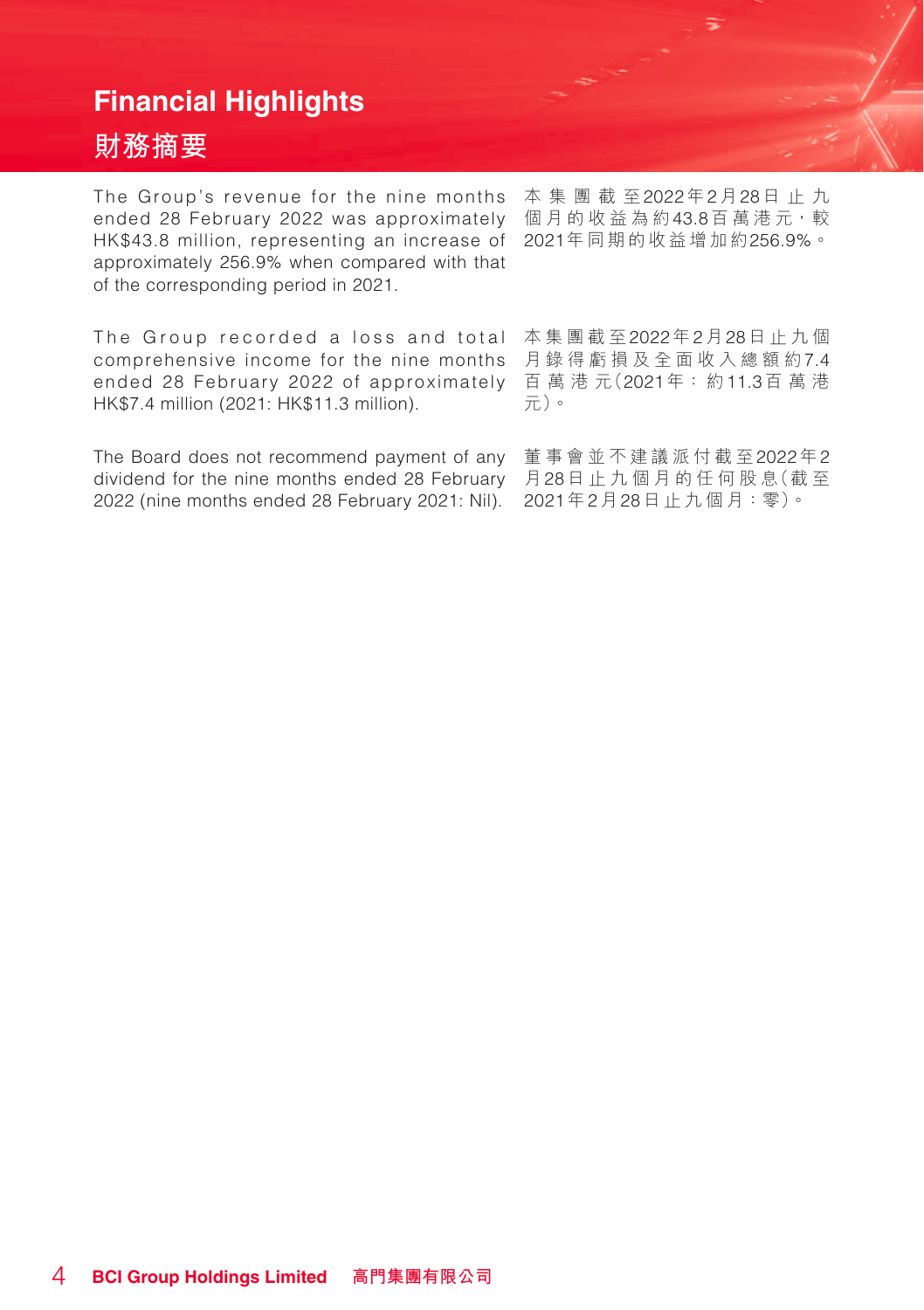# Financial Highlights

# 財務摘要

The Group's revenue for the nine months ended 28 February 2022 was approximately HK$43.8 million, representing an increase of approximately 256.9% when compared with that of the corresponding period in 2021.

本集團截至2022年2月28日止九個月的收益為約43.8百萬港元，較2021年同期的收益增加約256.9%。

The Group recorded a loss and total comprehensive income for the nine months ended 28 February 2022 of approximately HK$7.4 million (2021: HK$11.3 million).

本集團截至2022年2月28日止九個月錄得虧損及全面收入總額約7.4百萬港元(2021年：約11.3百萬港元)。

The Board does not recommend payment of any dividend for the nine months ended 28 February 2022 (nine months ended 28 February 2021: Nil).

董事會並不建議派付截至2022年2月28日止九個月的任何股息(截至2021年2月28日止九個月：零)。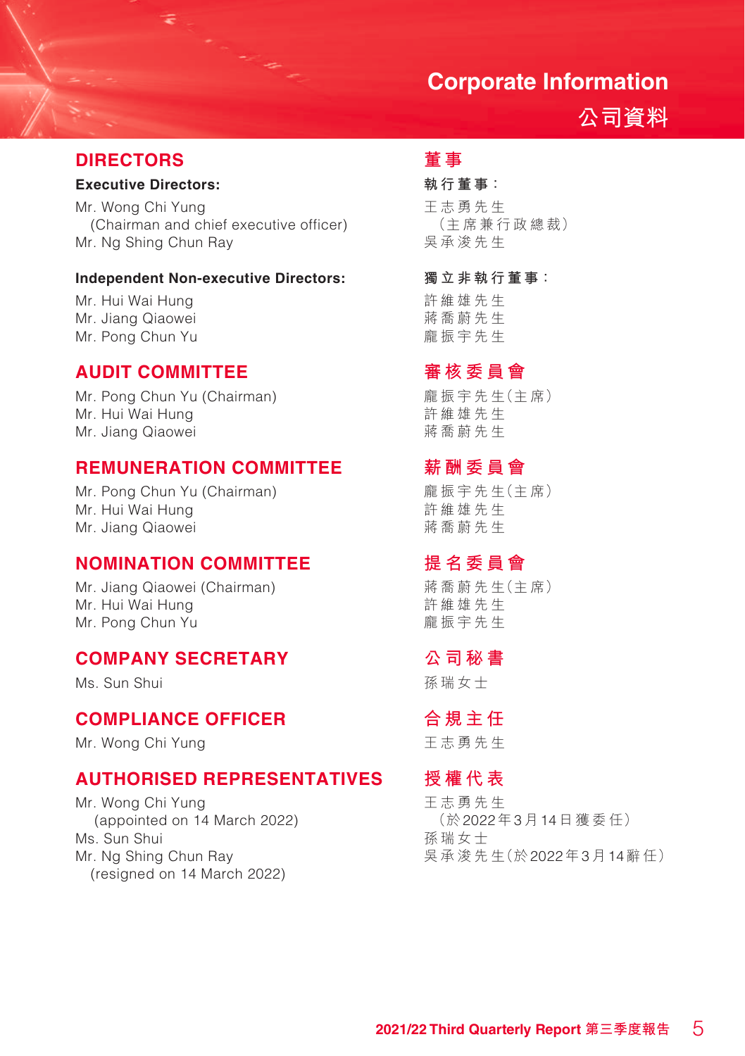# Corporate Information
# 公司資料

## DIRECTORS

**Executive Directors:**

Mr. Wong Chi Yung
(Chairman and chief executive officer)
Mr. Ng Shing Chun Ray

**Independent Non-executive Directors:**

Mr. Hui Wai Hung
Mr. Jiang Qiaowei
Mr. Pong Chun Yu

## AUDIT COMMITTEE

Mr. Pong Chun Yu (Chairman)
Mr. Hui Wai Hung
Mr. Jiang Qiaowei

## REMUNERATION COMMITTEE

Mr. Pong Chun Yu (Chairman)
Mr. Hui Wai Hung
Mr. Jiang Qiaowei

## NOMINATION COMMITTEE

Mr. Jiang Qiaowei (Chairman)
Mr. Hui Wai Hung
Mr. Pong Chun Yu

## COMPANY SECRETARY

Ms. Sun Shui

## COMPLIANCE OFFICER

Mr. Wong Chi Yung

## AUTHORISED REPRESENTATIVES

Mr. Wong Chi Yung
(appointed on 14 March 2022)
Ms. Sun Shui
Mr. Ng Shing Chun Ray
(resigned on 14 March 2022)

## 董事

**執行董事：**

王志勇先生
（主席兼行政總裁）
吳承浚先生

**獨立非執行董事：**

許維雄先生
蔣喬蔚先生
龐振宇先生

## 審核委員會

龐振宇先生（主席）
許維雄先生
蔣喬蔚先生

## 薪酬委員會

龐振宇先生（主席）
許維雄先生
蔣喬蔚先生

## 提名委員會

蔣喬蔚先生（主席）
許維雄先生
龐振宇先生

## 公司秘書

孫瑞女士

## 合規主任

王志勇先生

## 授權代表

王志勇先生
（於2022年3月14日獲委任）
孫瑞女士
吳承浚先生（於2022年3月14辭任）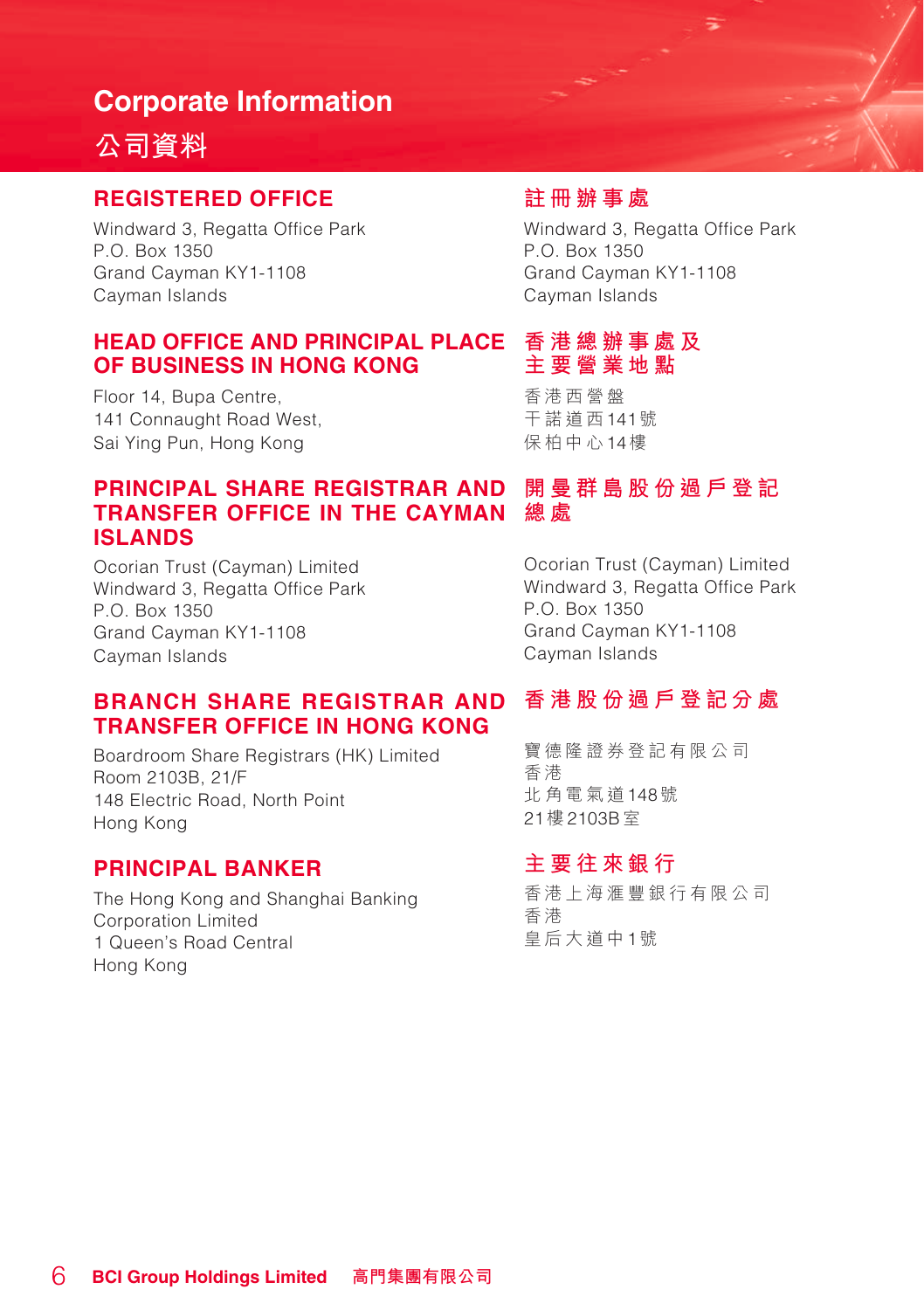# Corporate Information

# 公司資料

## REGISTERED OFFICE

Windward 3, Regatta Office Park
P.O. Box 1350
Grand Cayman KY1-1108
Cayman Islands

## 註冊辦事處

Windward 3, Regatta Office Park
P.O. Box 1350
Grand Cayman KY1-1108
Cayman Islands

## HEAD OFFICE AND PRINCIPAL PLACE OF BUSINESS IN HONG KONG

Floor 14, Bupa Centre,
141 Connaught Road West,
Sai Ying Pun, Hong Kong

## 香港總辦事處及主要營業地點

香港西營盤
干諾道西141號
保柏中心14樓

## PRINCIPAL SHARE REGISTRAR AND TRANSFER OFFICE IN THE CAYMAN ISLANDS

Ocorian Trust (Cayman) Limited
Windward 3, Regatta Office Park
P.O. Box 1350
Grand Cayman KY1-1108
Cayman Islands

## 開曼群島股份過戶登記總處

Ocorian Trust (Cayman) Limited
Windward 3, Regatta Office Park
P.O. Box 1350
Grand Cayman KY1-1108
Cayman Islands

## BRANCH SHARE REGISTRAR AND TRANSFER OFFICE IN HONG KONG

Boardroom Share Registrars (HK) Limited
Room 2103B, 21/F
148 Electric Road, North Point
Hong Kong

## 香港股份過戶登記分處

寶德隆證券登記有限公司
香港
北角電氣道148號
21樓2103B室

## PRINCIPAL BANKER

The Hong Kong and Shanghai Banking Corporation Limited
1 Queen's Road Central
Hong Kong

## 主要往來銀行

香港上海滙豐銀行有限公司
香港
皇后大道中1號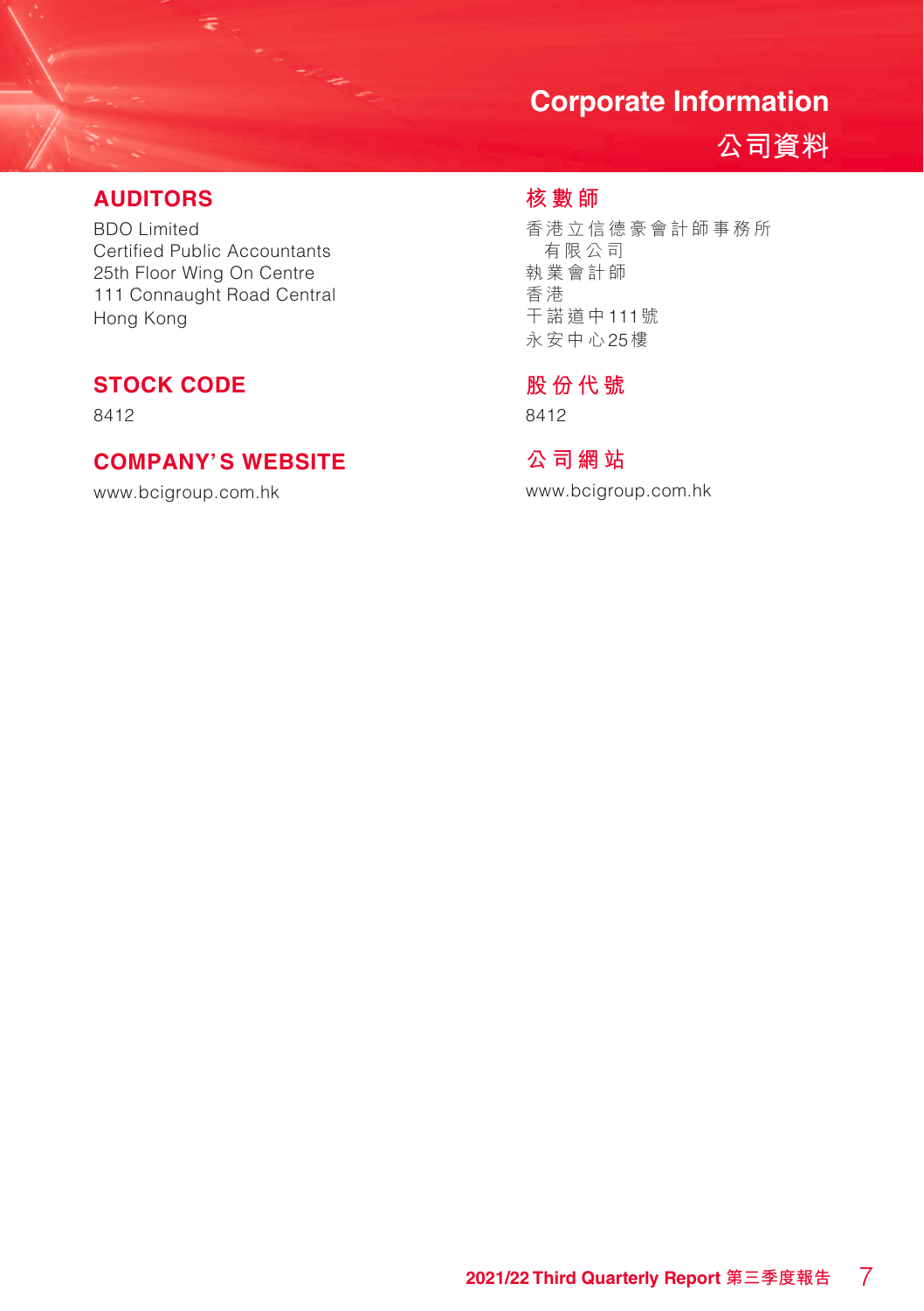# Corporate Information

# 公司資料

## AUDITORS

BDO Limited
Certified Public Accountants
25th Floor Wing On Centre
111 Connaught Road Central
Hong Kong

## STOCK CODE

8412

## COMPANY'S WEBSITE

www.bcigroup.com.hk

## 核數師

香港立信德豪會計師事務所有限公司
執業會計師
香港
干諾道中111號
永安中心25樓

## 股份代號

8412

## 公司網站

www.bcigroup.com.hk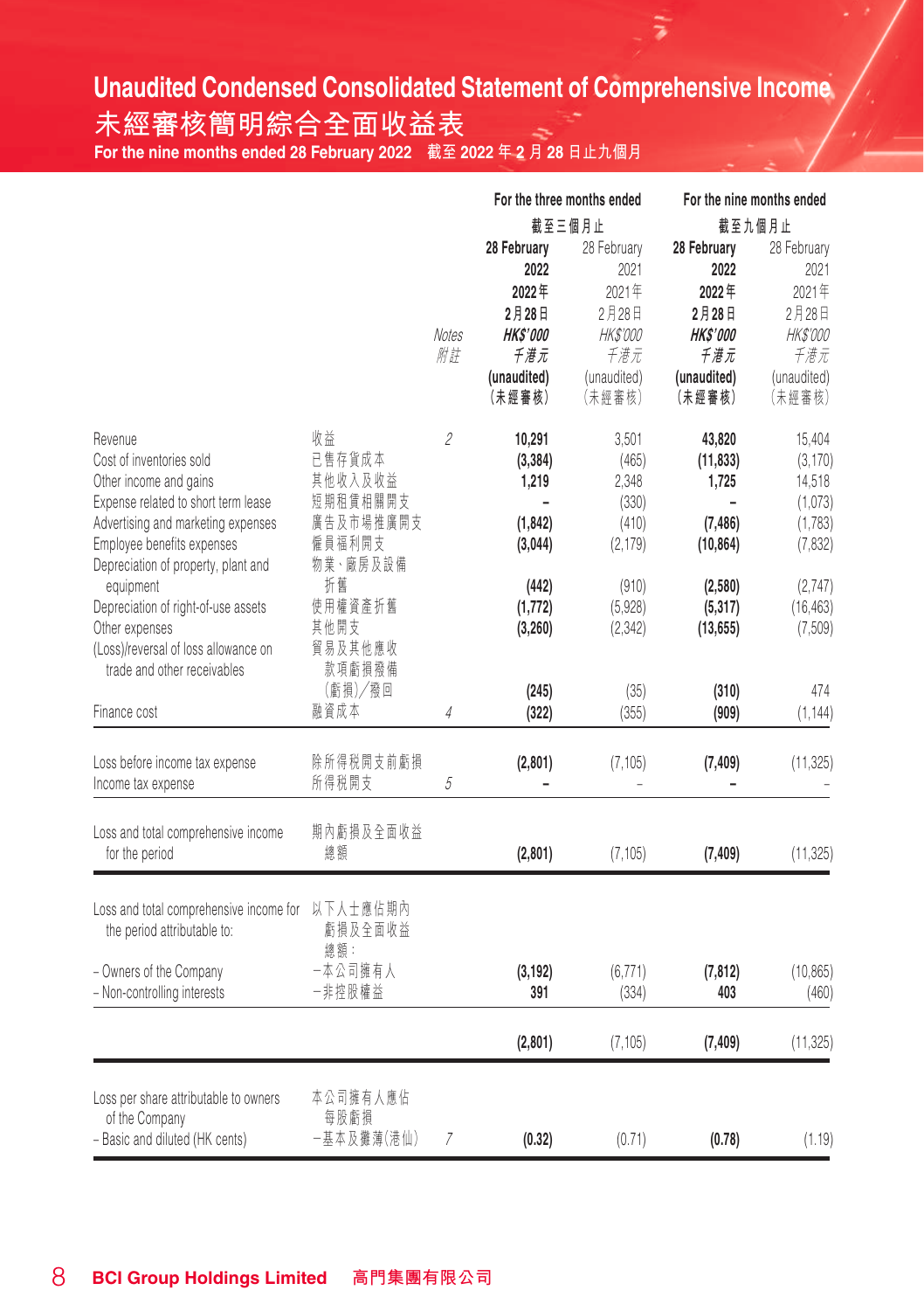# Unaudited Condensed Consolidated Statement of Comprehensive Income
# 未經審核簡明綜合全面收益表

**For the nine months ended 28 February 2022 截至2022年2月28日止九個月**

| | | Notes 附註 | For the three months ended 截至三個月止 | | For the nine months ended 截至九個月止 | |
|---|---|---|---|---|---|---|
| | | | **28 February 2022 2022年 2月28日 HK$'000 千港元 (unaudited) (未經審核)** | 28 February 2021 2021年 2月28日 HK$'000 千港元 (unaudited) (未經審核) | **28 February 2022 2022年 2月28日 HK$'000 千港元 (unaudited) (未經審核)** | 28 February 2021 2021年 2月28日 HK$'000 千港元 (unaudited) (未經審核) |
| Revenue | 收益 | 2 | **10,291** | 3,501 | **43,820** | 15,404 |
| Cost of inventories sold | 已售存貨成本 | | **(3,384)** | (465) | **(11,833)** | (3,170) |
| Other income and gains | 其他收入及收益 | | **1,219** | 2,348 | **1,725** | 14,518 |
| Expense related to short term lease | 短期租賃相關開支 | | **–** | (330) | **–** | (1,073) |
| Advertising and marketing expenses | 廣告及市場推廣開支 | | **(1,842)** | (410) | **(7,486)** | (1,783) |
| Employee benefits expenses | 僱員福利開支 | | **(3,044)** | (2,179) | **(10,864)** | (7,832) |
| Depreciation of property, plant and equipment | 物業、廠房及設備折舊 | | **(442)** | (910) | **(2,580)** | (2,747) |
| Depreciation of right-of-use assets | 使用權資產折舊 | | **(1,772)** | (5,928) | **(5,317)** | (16,463) |
| Other expenses | 其他開支 | | **(3,260)** | (2,342) | **(13,655)** | (7,509) |
| (Loss)/reversal of loss allowance on trade and other receivables | 貿易及其他應收款項虧損撥備(虧損)/撥回 | | **(245)** | (35) | **(310)** | 474 |
| Finance cost | 融資成本 | 4 | **(322)** | (355) | **(909)** | (1,144) |
| Loss before income tax expense | 除所得稅開支前虧損 | | **(2,801)** | (7,105) | **(7,409)** | (11,325) |
| Income tax expense | 所得稅開支 | 5 | **–** | – | **–** | – |
| Loss and total comprehensive income for the period | 期內虧損及全面收益總額 | | **(2,801)** | (7,105) | **(7,409)** | (11,325) |
| Loss and total comprehensive income for the period attributable to: | 以下人士應佔期內虧損及全面收益總額: | | | | | |
| – Owners of the Company | –本公司擁有人 | | **(3,192)** | (6,771) | **(7,812)** | (10,865) |
| – Non-controlling interests | –非控股權益 | | **391** | (334) | **403** | (460) |
| | | | **(2,801)** | (7,105) | **(7,409)** | (11,325) |
| Loss per share attributable to owners of the Company | 本公司擁有人應佔每股虧損 | | | | | |
| – Basic and diluted (HK cents) | –基本及攤薄(港仙) | 7 | **(0.32)** | (0.71) | **(0.78)** | (1.19) |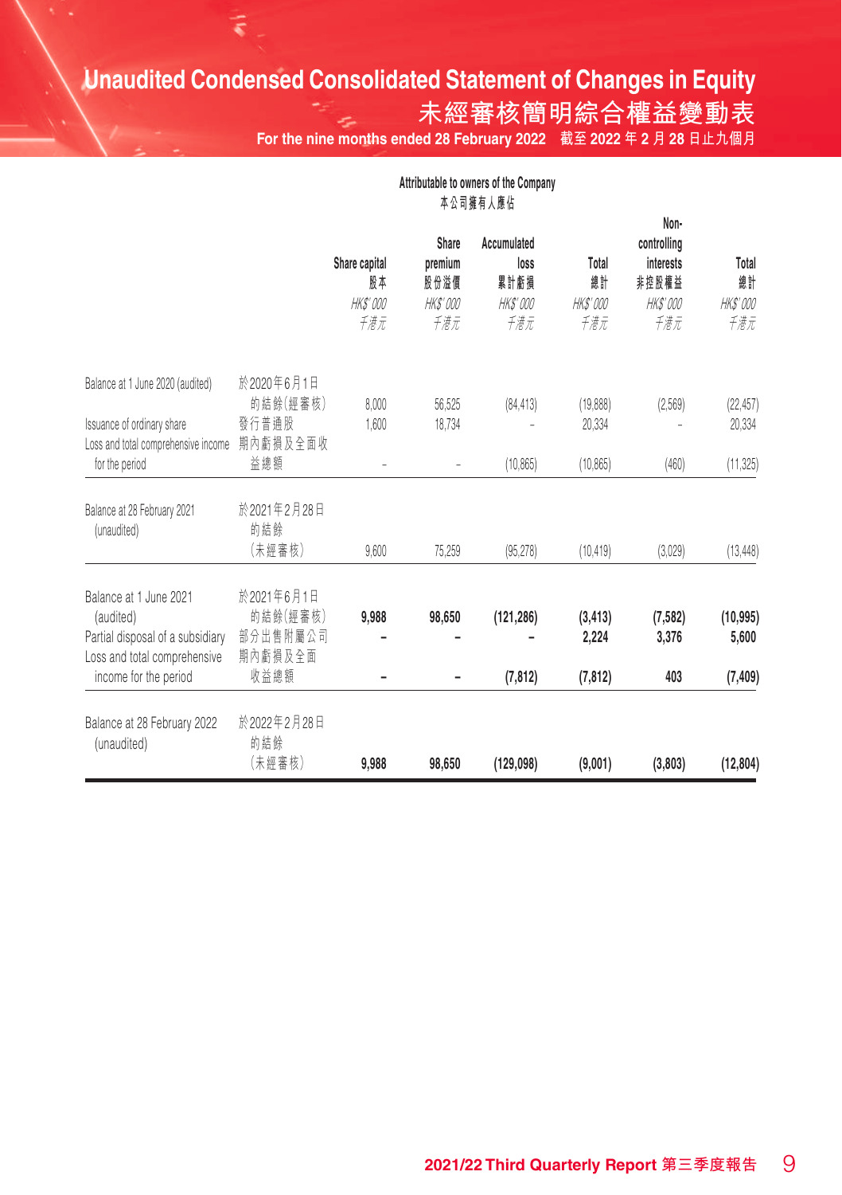# Unaudited Condensed Consolidated Statement of Changes in Equity
# 未經審核簡明綜合權益變動表

**For the nine months ended 28 February 2022 截至2022年2月28日止九個月**

| | | Attributable to owners of the Company 本公司擁有人應佔 | | | | | |
|---|---|---|---|---|---|---|---|
| | | Share capital 股本 *HK$'000 千港元* | Share premium 股份溢價 *HK$'000 千港元* | Accumulated loss 累計虧損 *HK$'000 千港元* | Total 總計 *HK$'000 千港元* | Non-controlling interests 非控股權益 *HK$'000 千港元* | Total 總計 *HK$'000 千港元* |
| Balance at 1 June 2020 (audited) | 於2020年6月1日的結餘(經審核) | 8,000 | 56,525 | (84,413) | (19,888) | (2,569) | (22,457) |
| Issuance of ordinary share | 發行普通股 | 1,600 | 18,734 | – | 20,334 | – | 20,334 |
| Loss and total comprehensive income for the period | 期內虧損及全面收益總額 | – | – | (10,865) | (10,865) | (460) | (11,325) |
| Balance at 28 February 2021 (unaudited) | 於2021年2月28日的結餘(未經審核) | 9,600 | 75,259 | (95,278) | (10,419) | (3,029) | (13,448) |
| **Balance at 1 June 2021 (audited)** | **於2021年6月1日的結餘(經審核)** | **9,988** | **98,650** | **(121,286)** | **(3,413)** | **(7,582)** | **(10,995)** |
| **Partial disposal of a subsidiary** | **部分出售附屬公司** | **–** | **–** | **–** | **2,224** | **3,376** | **5,600** |
| **Loss and total comprehensive income for the period** | **期內虧損及全面收益總額** | **–** | **–** | **(7,812)** | **(7,812)** | **403** | **(7,409)** |
| **Balance at 28 February 2022 (unaudited)** | **於2022年2月28日的結餘(未經審核)** | **9,988** | **98,650** | **(129,098)** | **(9,001)** | **(3,803)** | **(12,804)** |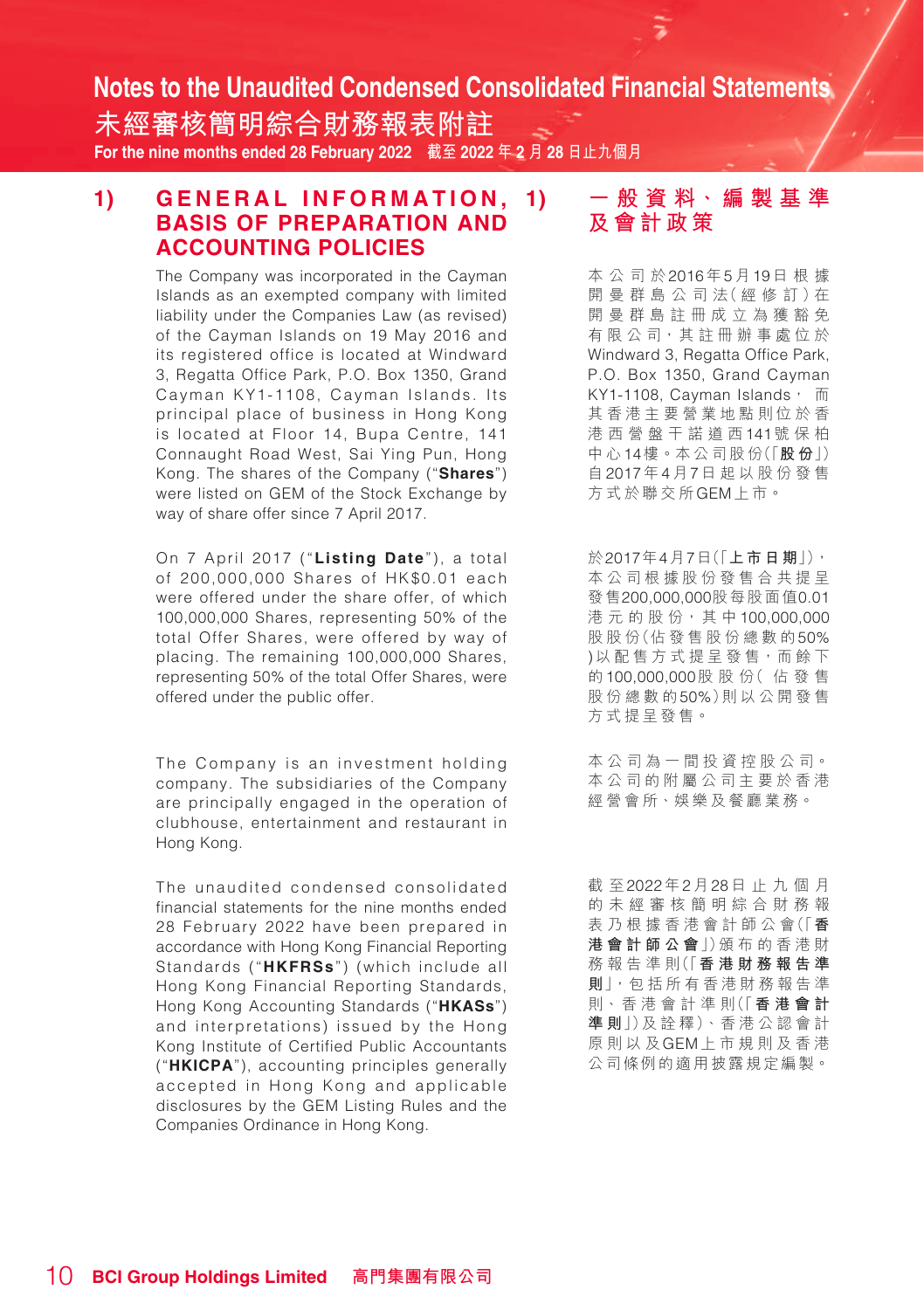# Notes to the Unaudited Condensed Consolidated Financial Statements

# 未經審核簡明綜合財務報表附註

For the nine months ended 28 February 2022 截至2022年2月28日止九個月

## 1) GENERAL INFORMATION, BASIS OF PREPARATION AND ACCOUNTING POLICIES

The Company was incorporated in the Cayman Islands as an exempted company with limited liability under the Companies Law (as revised) of the Cayman Islands on 19 May 2016 and its registered office is located at Windward 3, Regatta Office Park, P.O. Box 1350, Grand Cayman KY1-1108, Cayman Islands. Its principal place of business in Hong Kong is located at Floor 14, Bupa Centre, 141 Connaught Road West, Sai Ying Pun, Hong Kong. The shares of the Company ("**Shares**") were listed on GEM of the Stock Exchange by way of share offer since 7 April 2017.

On 7 April 2017 ("**Listing Date**"), a total of 200,000,000 Shares of HK$0.01 each were offered under the share offer, of which 100,000,000 Shares, representing 50% of the total Offer Shares, were offered by way of placing. The remaining 100,000,000 Shares, representing 50% of the total Offer Shares, were offered under the public offer.

The Company is an investment holding company. The subsidiaries of the Company are principally engaged in the operation of clubhouse, entertainment and restaurant in Hong Kong.

The unaudited condensed consolidated financial statements for the nine months ended 28 February 2022 have been prepared in accordance with Hong Kong Financial Reporting Standards ("**HKFRSs**") (which include all Hong Kong Financial Reporting Standards, Hong Kong Accounting Standards ("**HKASs**") and interpretations) issued by the Hong Kong Institute of Certified Public Accountants ("**HKICPA**"), accounting principles generally accepted in Hong Kong and applicable disclosures by the GEM Listing Rules and the Companies Ordinance in Hong Kong.

## 1) 一般資料、編製基準及會計政策

本公司於2016年5月19日根據開曼群島公司法(經修訂)在開曼群島註冊成立為獲豁免有限公司，其註冊辦事處位於Windward 3, Regatta Office Park, P.O. Box 1350, Grand Cayman KY1-1108, Cayman Islands，而其香港主要營業地點則位於香港西營盤干諾道西141號保柏中心14樓。本公司股份(「**股份**」)自2017年4月7日起以股份發售方式於聯交所GEM上市。

於2017年4月7日(「**上市日期**」)，本公司根據股份發售合共提呈發售200,000,000股每股面值0.01港元的股份，其中100,000,000股股份(佔發售股份總數的50%)以配售方式提呈發售，而餘下的100,000,000股股份(佔發售股份總數的50%)則以公開發售方式提呈發售。

本公司為一間投資控股公司。本公司的附屬公司主要於香港經營會所、娛樂及餐廳業務。

截至2022年2月28日止九個月的未經審核簡明綜合財務報表乃根據香港會計師公會(「**香港會計師公會**」)頒布的香港財務報告準則(「**香港財務報告準則**」，包括所有香港財務報告準則、香港會計準則(「**香港會計準則**」)及詮釋)、香港公認會計原則以及GEM上市規則及香港公司條例的適用披露規定編製。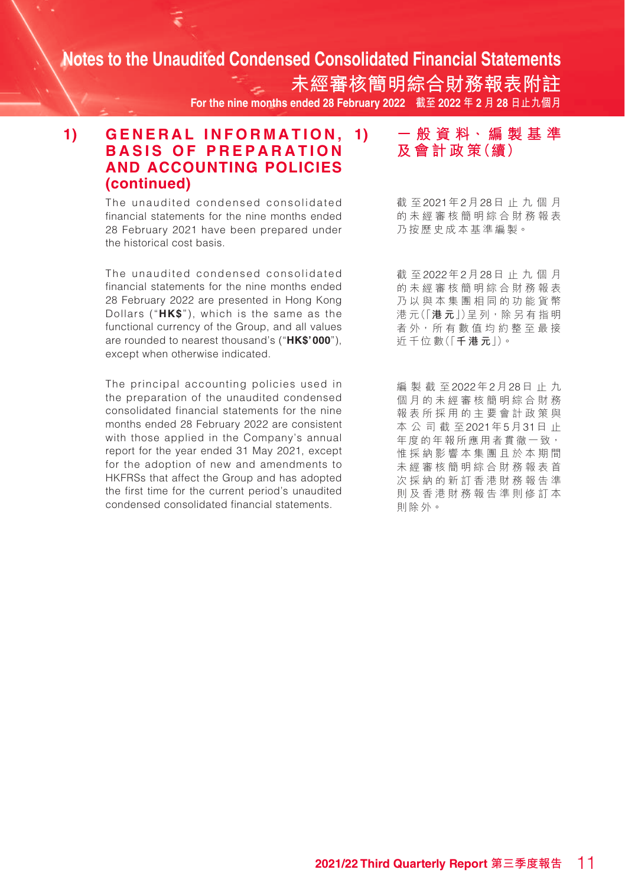## 1) GENERAL INFORMATION, BASIS OF PREPARATION AND ACCOUNTING POLICIES (continued)

The unaudited condensed consolidated financial statements for the nine months ended 28 February 2021 have been prepared under the historical cost basis.

The unaudited condensed consolidated financial statements for the nine months ended 28 February 2022 are presented in Hong Kong Dollars ("**HK$**"), which is the same as the functional currency of the Group, and all values are rounded to nearest thousand's ("**HK$'000**"), except when otherwise indicated.

The principal accounting policies used in the preparation of the unaudited condensed consolidated financial statements for the nine months ended 28 February 2022 are consistent with those applied in the Company's annual report for the year ended 31 May 2021, except for the adoption of new and amendments to HKFRSs that affect the Group and has adopted the first time for the current period's unaudited condensed consolidated financial statements.

## 1) 一般資料、編製基準及會計政策(續)

截至2021年2月28日止九個月的未經審核簡明綜合財務報表乃按歷史成本基準編製。

截至2022年2月28日止九個月的未經審核簡明綜合財務報表乃以與本集團相同的功能貨幣港元(「**港元**」)呈列,除另有指明者外,所有數值均約整至最接近千位數(「**千港元**」)。

編製截至2022年2月28日止九個月的未經審核簡明綜合財務報表所採用的主要會計政策與本公司截至2021年5月31日止年度的年報所應用者貫徹一致,惟採納影響本集團且於本期間未經審核簡明綜合財務報表首次採納的新訂香港財務報告準則及香港財務報告準則修訂本則除外。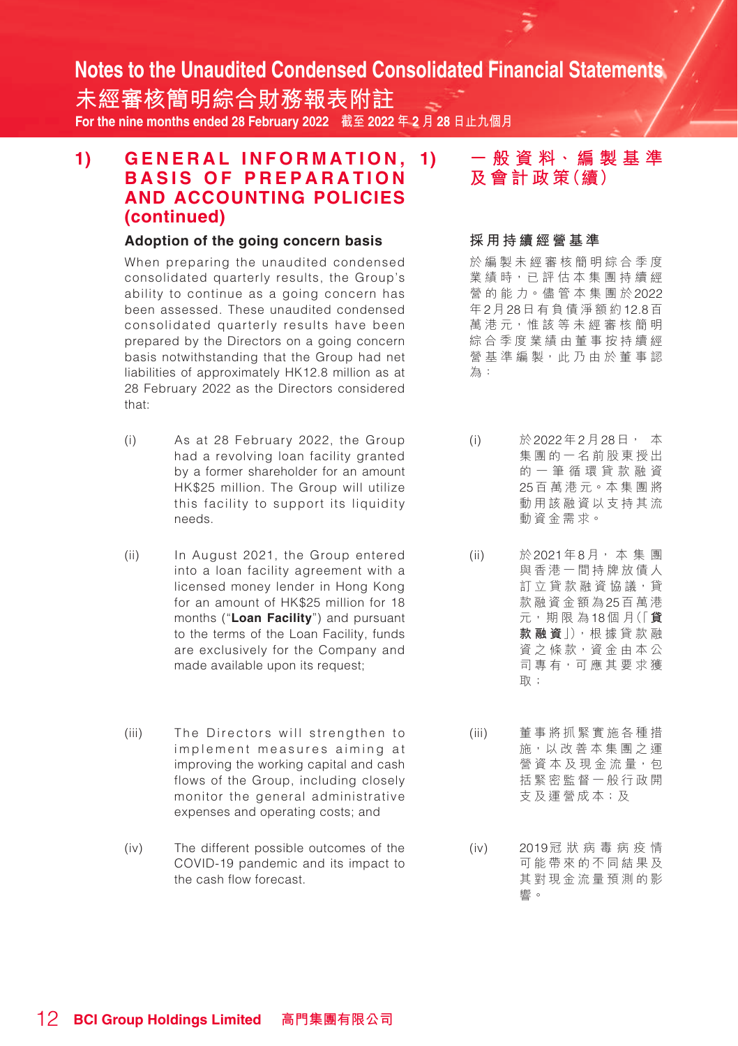## 1) GENERAL INFORMATION, BASIS OF PREPARATION AND ACCOUNTING POLICIES (continued)

### Adoption of the going concern basis

When preparing the unaudited condensed consolidated quarterly results, the Group's ability to continue as a going concern has been assessed. These unaudited condensed consolidated quarterly results have been prepared by the Directors on a going concern basis notwithstanding that the Group had net liabilities of approximately HK12.8 million as at 28 February 2022 as the Directors considered that:

(i) As at 28 February 2022, the Group had a revolving loan facility granted by a former shareholder for an amount HK$25 million. The Group will utilize this facility to support its liquidity needs.

(ii) In August 2021, the Group entered into a loan facility agreement with a licensed money lender in Hong Kong for an amount of HK$25 million for 18 months ("**Loan Facility**") and pursuant to the terms of the Loan Facility, funds are exclusively for the Company and made available upon its request;

(iii) The Directors will strengthen to implement measures aiming at improving the working capital and cash flows of the Group, including closely monitor the general administrative expenses and operating costs; and

(iv) The different possible outcomes of the COVID-19 pandemic and its impact to the cash flow forecast.

## 1) 一般資料、編製基準及會計政策（續）

### 採用持續經營基準

於編製未經審核簡明綜合季度業績時，已評估本集團持續經營的能力。儘管本集團於2022年2月28日有負債淨額約12.8百萬港元，惟該等未經審核簡明綜合季度業績由董事按持續經營基準編製，此乃由於董事認為：

(i) 於2022年2月28日， 本集團的一名前股東授出的一筆循環貸款融資25百萬港元。本集團將動用該融資以支持其流動資金需求。

(ii) 於2021年8月，本集團與香港一間持牌放債人訂立貸款融資協議，貸款融資金額為25百萬港元，期限為18個月（「**貸款融資**」），根據貸款融資之條款，資金由本公司專有，可應其要求獲取；

(iii) 董事將抓緊實施各種措施，以改善本集團之運營資本及現金流量，包括緊密監督一般行政開支及運營成本；及

(iv) 2019冠狀病毒病疫情可能帶來的不同結果及其對現金流量預測的影響。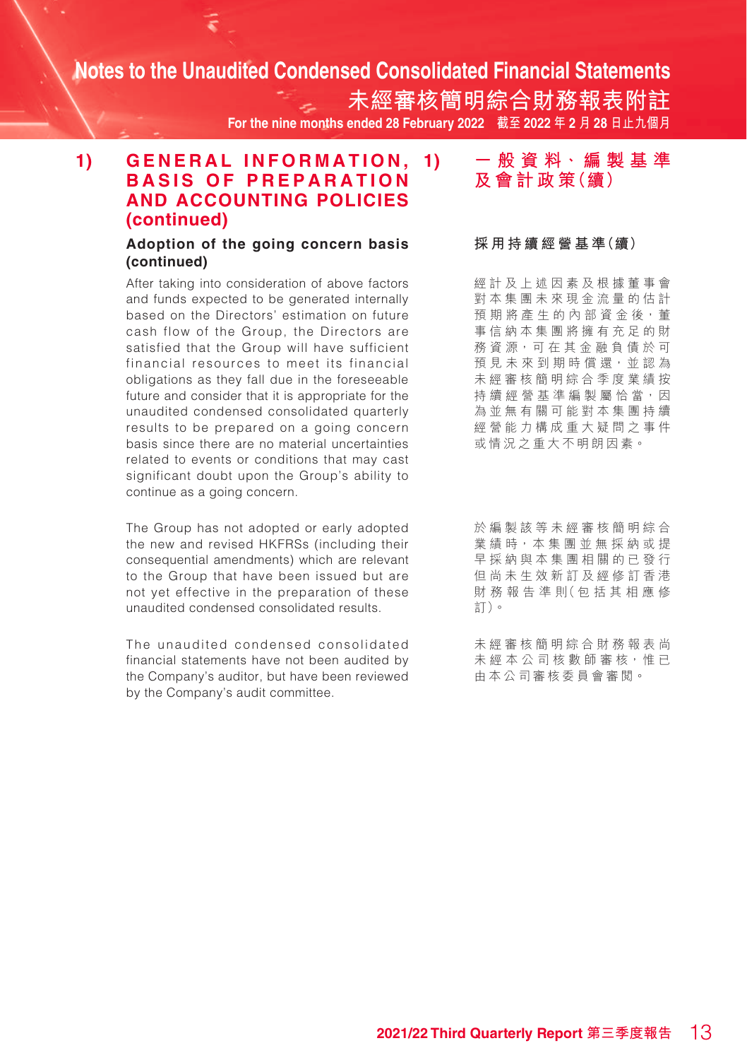## 1) GENERAL INFORMATION, BASIS OF PREPARATION AND ACCOUNTING POLICIES (continued)

### Adoption of the going concern basis (continued)

After taking into consideration of above factors and funds expected to be generated internally based on the Directors' estimation on future cash flow of the Group, the Directors are satisfied that the Group will have sufficient financial resources to meet its financial obligations as they fall due in the foreseeable future and consider that it is appropriate for the unaudited condensed consolidated quarterly results to be prepared on a going concern basis since there are no material uncertainties related to events or conditions that may cast significant doubt upon the Group's ability to continue as a going concern.

The Group has not adopted or early adopted the new and revised HKFRSs (including their consequential amendments) which are relevant to the Group that have been issued but are not yet effective in the preparation of these unaudited condensed consolidated results.

The unaudited condensed consolidated financial statements have not been audited by the Company's auditor, but have been reviewed by the Company's audit committee.

## 1) 一般資料、編製基準及會計政策(續)

### 採用持續經營基準(續)

經計及上述因素及根據董事會對本集團未來現金流量的估計預期將產生的內部資金後，董事信納本集團將擁有充足的財務資源，可在其金融負債於可預見未來到期時償還，並認為未經審核簡明綜合季度業績按持續經營基準編製屬恰當，因為並無有關可能對本集團持續經營能力構成重大疑問之事件或情況之重大不明朗因素。

於編製該等未經審核簡明綜合業績時，本集團並無採納或提早採納與本集團相關的已發行但尚未生效新訂及經修訂香港財務報告準則(包括其相應修訂)。

未經審核簡明綜合財務報表尚未經本公司核數師審核，惟已由本公司審核委員會審閱。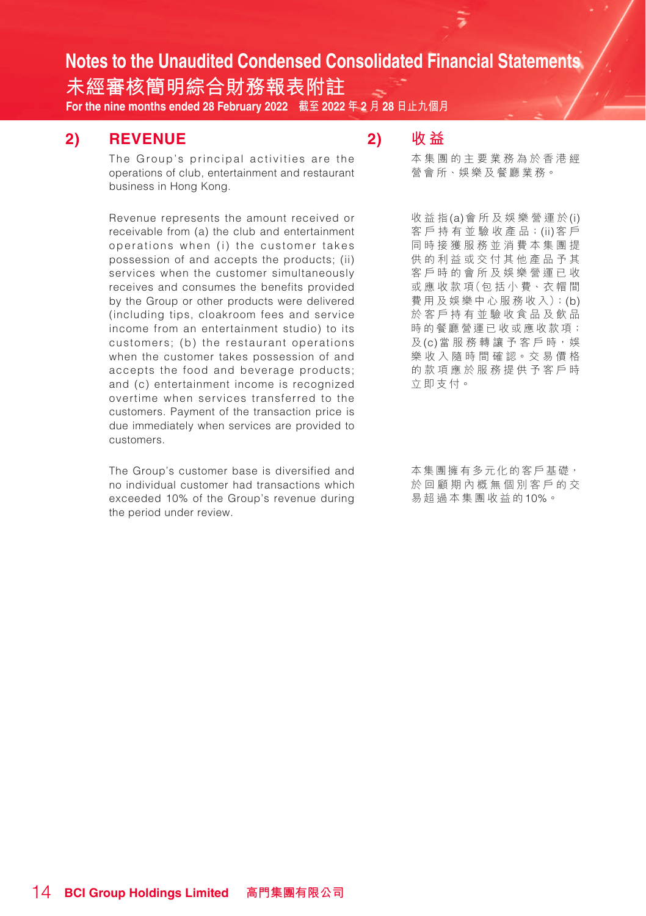## 2) REVENUE

The Group's principal activities are the operations of club, entertainment and restaurant business in Hong Kong.

Revenue represents the amount received or receivable from (a) the club and entertainment operations when (i) the customer takes possession of and accepts the products; (ii) services when the customer simultaneously receives and consumes the benefits provided by the Group or other products were delivered (including tips, cloakroom fees and service income from an entertainment studio) to its customers; (b) the restaurant operations when the customer takes possession of and accepts the food and beverage products; and (c) entertainment income is recognized overtime when services transferred to the customers. Payment of the transaction price is due immediately when services are provided to customers.

The Group's customer base is diversified and no individual customer had transactions which exceeded 10% of the Group's revenue during the period under review.

## 2) 收益

本集團的主要業務為於香港經營會所、娛樂及餐廳業務。

收益指(a)會所及娛樂營運於(i)客戶持有並驗收產品；(ii)客戶同時接獲服務並消費本集團提供的利益或交付其他產品予其客戶時的會所及娛樂營運已收或應收款項(包括小費、衣帽間費用及娛樂中心服務收入)；(b)於客戶持有並驗收食品及飲品時的餐廳營運已收或應收款項；及(c)當服務轉讓予客戶時，娛樂收入隨時間確認。交易價格的款項應於服務提供予客戶時立即支付。

本集團擁有多元化的客戶基礎，於回顧期內概無個別客戶的交易超過本集團收益的10%。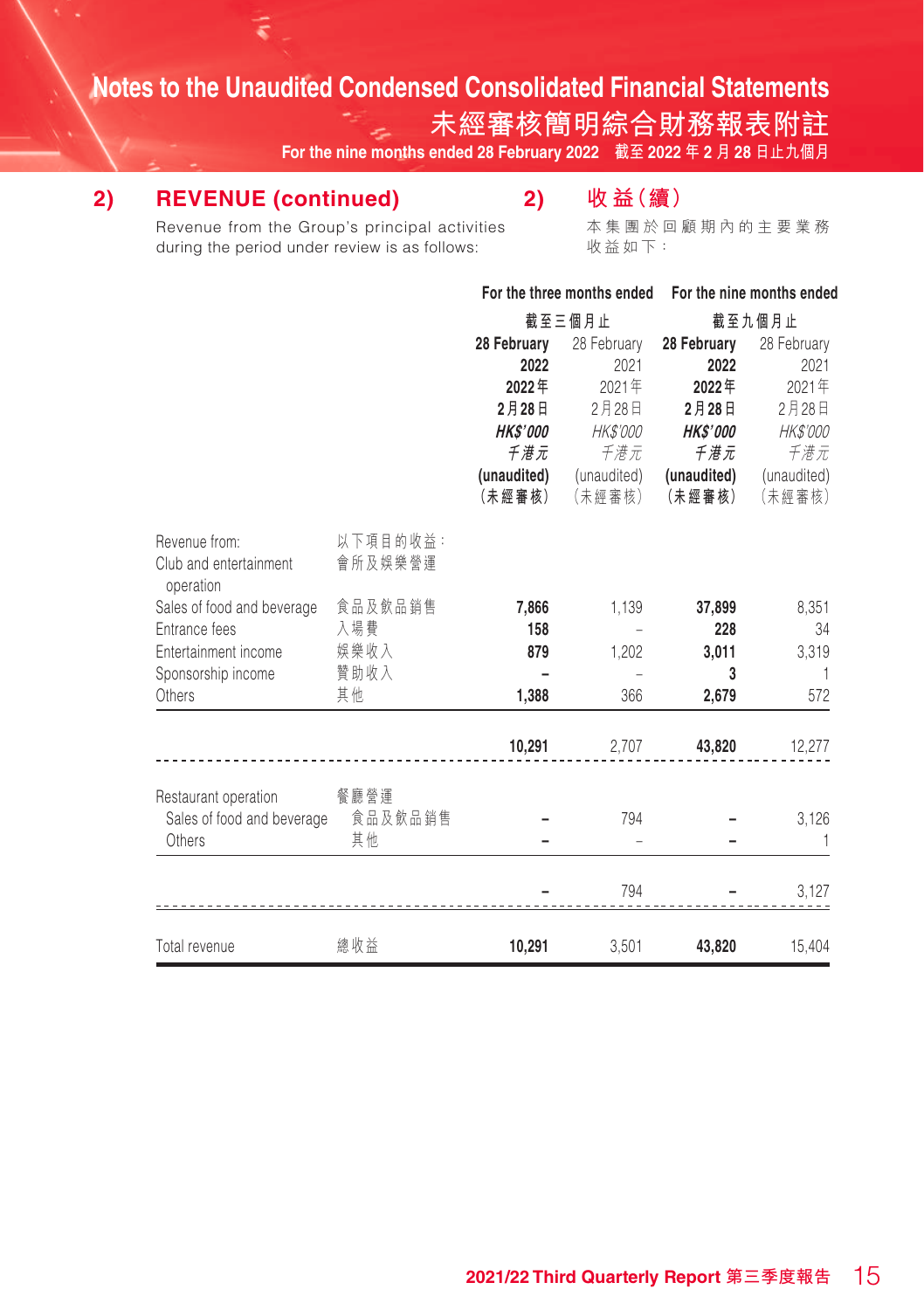## 2) REVENUE (continued)

Revenue from the Group's principal activities during the period under review is as follows:

## 2) 收益（續）

本集團於回顧期內的主要業務收益如下：

| | | For the three months ended 截至三個月止 | | For the nine months ended 截至九個月止 | |
|---|---|---|---|---|---|
| | | **28 February 2022 2022年2月28日 HK$'000 千港元 (unaudited) (未經審核)** | 28 February 2021 2021年2月28日 HK$'000 千港元 (unaudited) (未經審核) | **28 February 2022 2022年2月28日 HK$'000 千港元 (unaudited) (未經審核)** | 28 February 2021 2021年2月28日 HK$'000 千港元 (unaudited) (未經審核) |
| Revenue from: | 以下項目的收益： | | | | |
| Club and entertainment operation | 會所及娛樂營運 | | | | |
| Sales of food and beverage | 食品及飲品銷售 | **7,866** | 1,139 | **37,899** | 8,351 |
| Entrance fees | 入場費 | **158** | – | **228** | 34 |
| Entertainment income | 娛樂收入 | **879** | 1,202 | **3,011** | 3,319 |
| Sponsorship income | 贊助收入 | **–** | – | **3** | 1 |
| Others | 其他 | **1,388** | 366 | **2,679** | 572 |
| | | **10,291** | 2,707 | **43,820** | 12,277 |
| Restaurant operation | 餐廳營運 | | | | |
| Sales of food and beverage | 食品及飲品銷售 | **–** | 794 | **–** | 3,126 |
| Others | 其他 | **–** | – | **–** | 1 |
| | | **–** | 794 | **–** | 3,127 |
| Total revenue | 總收益 | **10,291** | 3,501 | **43,820** | 15,404 |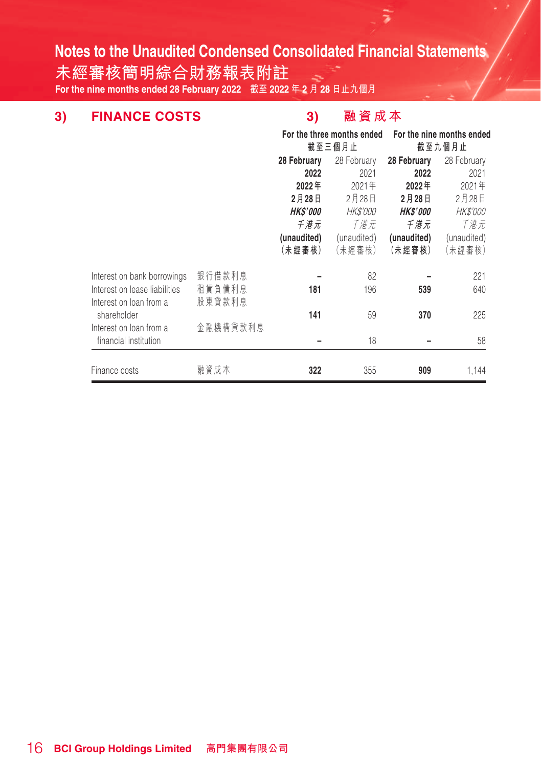## 3) FINANCE COSTS

## 3) 融資成本

| | | For the three months ended 截至三個月止 | | For the nine months ended 截至九個月止 | |
|---|---|---|---|---|---|
| | | **28 February 2022 2022年 2月28日 HK$'000 千港元 (unaudited) (未經審核)** | 28 February 2021 2021年 2月28日 HK$'000 千港元 (unaudited) (未經審核) | **28 February 2022 2022年 2月28日 HK$'000 千港元 (unaudited) (未經審核)** | 28 February 2021 2021年 2月28日 HK$'000 千港元 (unaudited) (未經審核) |
| Interest on bank borrowings | 銀行借款利息 | **–** | 82 | **–** | 221 |
| Interest on lease liabilities | 租賃負債利息 | **181** | 196 | **539** | 640 |
| Interest on loan from a shareholder | 股東貸款利息 | **141** | 59 | **370** | 225 |
| Interest on loan from a financial institution | 金融機構貸款利息 | **–** | 18 | **–** | 58 |
| Finance costs | 融資成本 | **322** | 355 | **909** | 1,144 |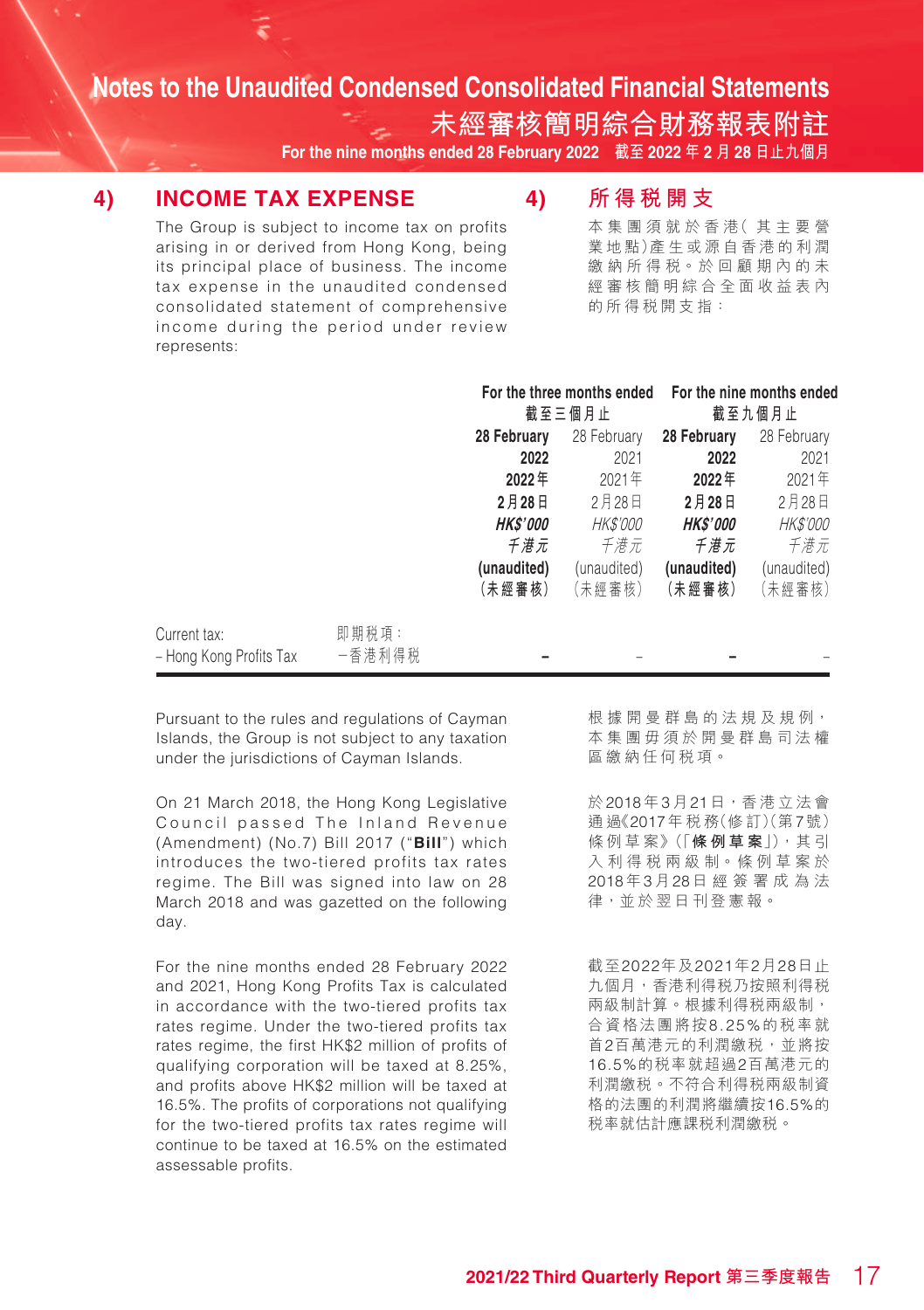## 4) INCOME TAX EXPENSE

## 4) 所得税開支

The Group is subject to income tax on profits arising in or derived from Hong Kong, being its principal place of business. The income tax expense in the unaudited condensed consolidated statement of comprehensive income during the period under review represents:

本集團須就於香港(其主要營業地點)產生或源自香港的利潤繳納所得税。於回顧期內的未經審核簡明綜合全面收益表內的所得税開支指：

| | | For the three months ended 截至三個月止 | | For the nine months ended 截至九個月止 | |
|---|---|---|---|---|---|
| | | **28 February 2022 2022年2月28日 HK$'000 千港元 (unaudited) (未經審核)** | 28 February 2021 2021年2月28日 HK$'000 千港元 (unaudited) (未經審核) | **28 February 2022 2022年2月28日 HK$'000 千港元 (unaudited) (未經審核)** | 28 February 2021 2021年2月28日 HK$'000 千港元 (unaudited) (未經審核) |
| Current tax: | 即期税項： | | | | |
| – Hong Kong Profits Tax | –香港利得税 | **–** | – | **–** | – |

Pursuant to the rules and regulations of Cayman Islands, the Group is not subject to any taxation under the jurisdictions of Cayman Islands.

根據開曼群島的法規及規例，本集團毋須於開曼群島司法權區繳納任何税項。

On 21 March 2018, the Hong Kong Legislative Council passed The Inland Revenue (Amendment) (No.7) Bill 2017 ("**Bill**") which introduces the two-tiered profits tax rates regime. The Bill was signed into law on 28 March 2018 and was gazetted on the following day.

於2018年3月21日，香港立法會通過《2017年税務(修訂)(第7號)條例草案》(「**條例草案**」)，其引入利得税兩級制。條例草案於2018年3月28日經簽署成為法律，並於翌日刊登憲報。

For the nine months ended 28 February 2022 and 2021, Hong Kong Profits Tax is calculated in accordance with the two-tiered profits tax rates regime. Under the two-tiered profits tax rates regime, the first HK$2 million of profits of qualifying corporation will be taxed at 8.25%, and profits above HK$2 million will be taxed at 16.5%. The profits of corporations not qualifying for the two-tiered profits tax rates regime will continue to be taxed at 16.5% on the estimated assessable profits.

截至2022年及2021年2月28日止九個月，香港利得税乃按照利得税兩級制計算。根據利得税兩級制，合資格法團將按8.25%的税率就首2百萬港元的利潤繳税，並將按16.5%的税率就超過2百萬港元的利潤繳税。不符合利得税兩級制資格的法團的利潤將繼續按16.5%的税率就估計應課税利潤繳税。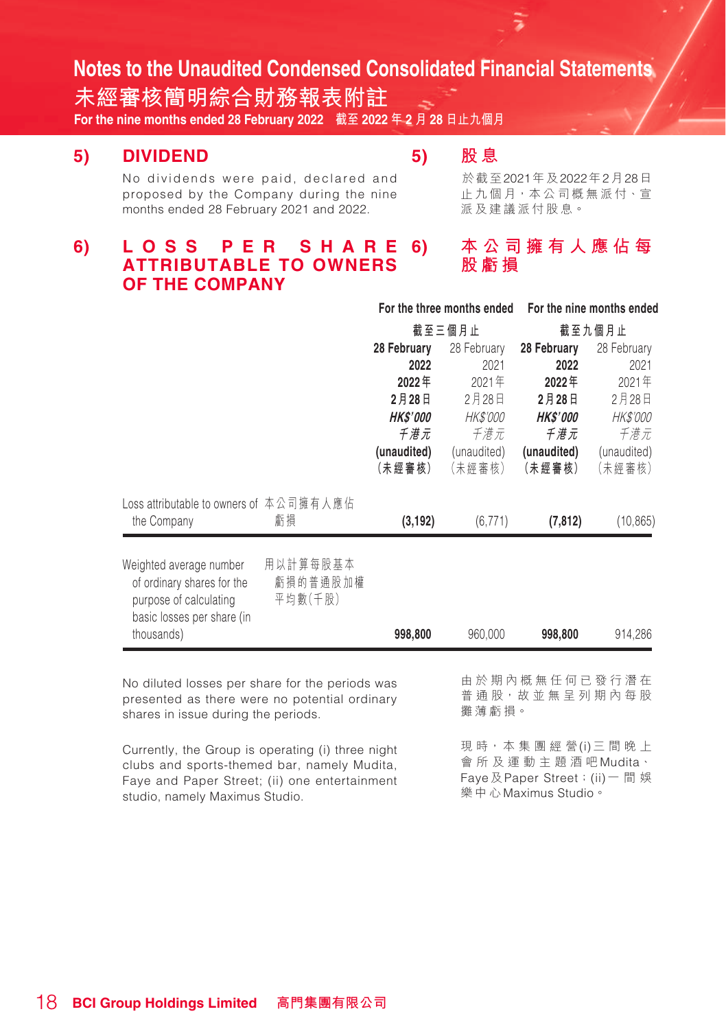## 5) DIVIDEND

No dividends were paid, declared and proposed by the Company during the nine months ended 28 February 2021 and 2022.

## 5) 股息

於截至2021年及2022年2月28日止九個月，本公司概無派付、宣派及建議派付股息。

## 6) LOSS PER SHARE ATTRIBUTABLE TO OWNERS OF THE COMPANY

## 6) 本公司擁有人應佔每股虧損

| | | For the three months ended 截至三個月止 | | For the nine months ended 截至九個月止 | |
|---|---|---|---|---|---|
| | | **28 February 2022 2022年 2月28日** | 28 February 2021 2021年 2月28日 | **28 February 2022 2022年 2月28日** | 28 February 2021 2021年 2月28日 |
| | | ***HK$'000 千港元*** | *HK$'000 千港元* | ***HK$'000 千港元*** | *HK$'000 千港元* |
| | | **(unaudited) (未經審核)** | (unaudited) (未經審核) | **(unaudited) (未經審核)** | (unaudited) (未經審核) |
| Loss attributable to owners of the Company | 本公司擁有人應佔虧損 | **(3,192)** | (6,771) | **(7,812)** | (10,865) |
| Weighted average number of ordinary shares for the purpose of calculating basic losses per share (in thousands) | 用以計算每股基本虧損的普通股加權平均數(千股) | **998,800** | 960,000 | **998,800** | 914,286 |

No diluted losses per share for the periods was presented as there were no potential ordinary shares in issue during the periods.

由於期內概無任何已發行潛在普通股，故並無呈列期內每股攤薄虧損。

Currently, the Group is operating (i) three night clubs and sports-themed bar, namely Mudita, Faye and Paper Street; (ii) one entertainment studio, namely Maximus Studio.

現時，本集團經營(i)三間晚上會所及運動主題酒吧Mudita、Faye及Paper Street；(ii)一間娛樂中心Maximus Studio。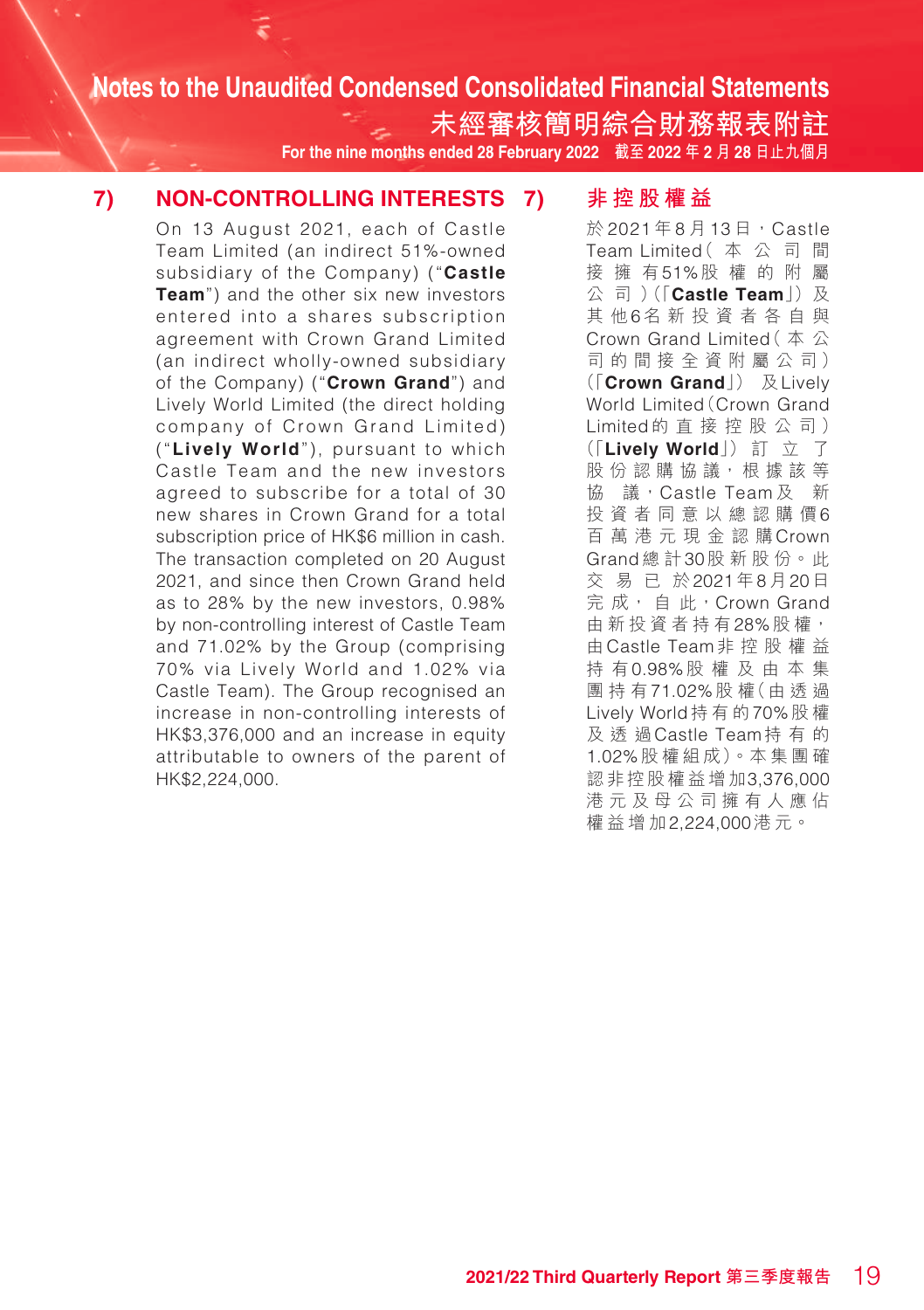## 7) NON-CONTROLLING INTERESTS

On 13 August 2021, each of Castle Team Limited (an indirect 51%-owned subsidiary of the Company) ("**Castle Team**") and the other six new investors entered into a shares subscription agreement with Crown Grand Limited (an indirect wholly-owned subsidiary of the Company) ("**Crown Grand**") and Lively World Limited (the direct holding company of Crown Grand Limited) ("**Lively World**"), pursuant to which Castle Team and the new investors agreed to subscribe for a total of 30 new shares in Crown Grand for a total subscription price of HK$6 million in cash. The transaction completed on 20 August 2021, and since then Crown Grand held as to 28% by the new investors, 0.98% by non-controlling interest of Castle Team and 71.02% by the Group (comprising 70% via Lively World and 1.02% via Castle Team). The Group recognised an increase in non-controlling interests of HK$3,376,000 and an increase in equity attributable to owners of the parent of HK$2,224,000.

## 7) 非控股權益

於2021年8月13日，Castle Team Limited（本公司間接擁有51%股權的附屬公司）（「**Castle Team**」）及其他6名新投資者各自與Crown Grand Limited（本公司的間接全資附屬公司）（「**Crown Grand**」）及Lively World Limited（Crown Grand Limited的直接控股公司）（「**Lively World**」）訂立了股份認購協議，根據該等協議，Castle Team及新投資者同意以總認購價6百萬港元現金認購Crown Grand總計30股新股份。此交易已於2021年8月20日完成，自此，Crown Grand由新投資者持有28%股權，由Castle Team非控股權益持有0.98%股權及由本集團持有71.02%股權（由透過Lively World持有的70%股權及透過Castle Team持有的1.02%股權組成）。本集團確認非控股權益增加3,376,000港元及母公司擁有人應佔權益增加2,224,000港元。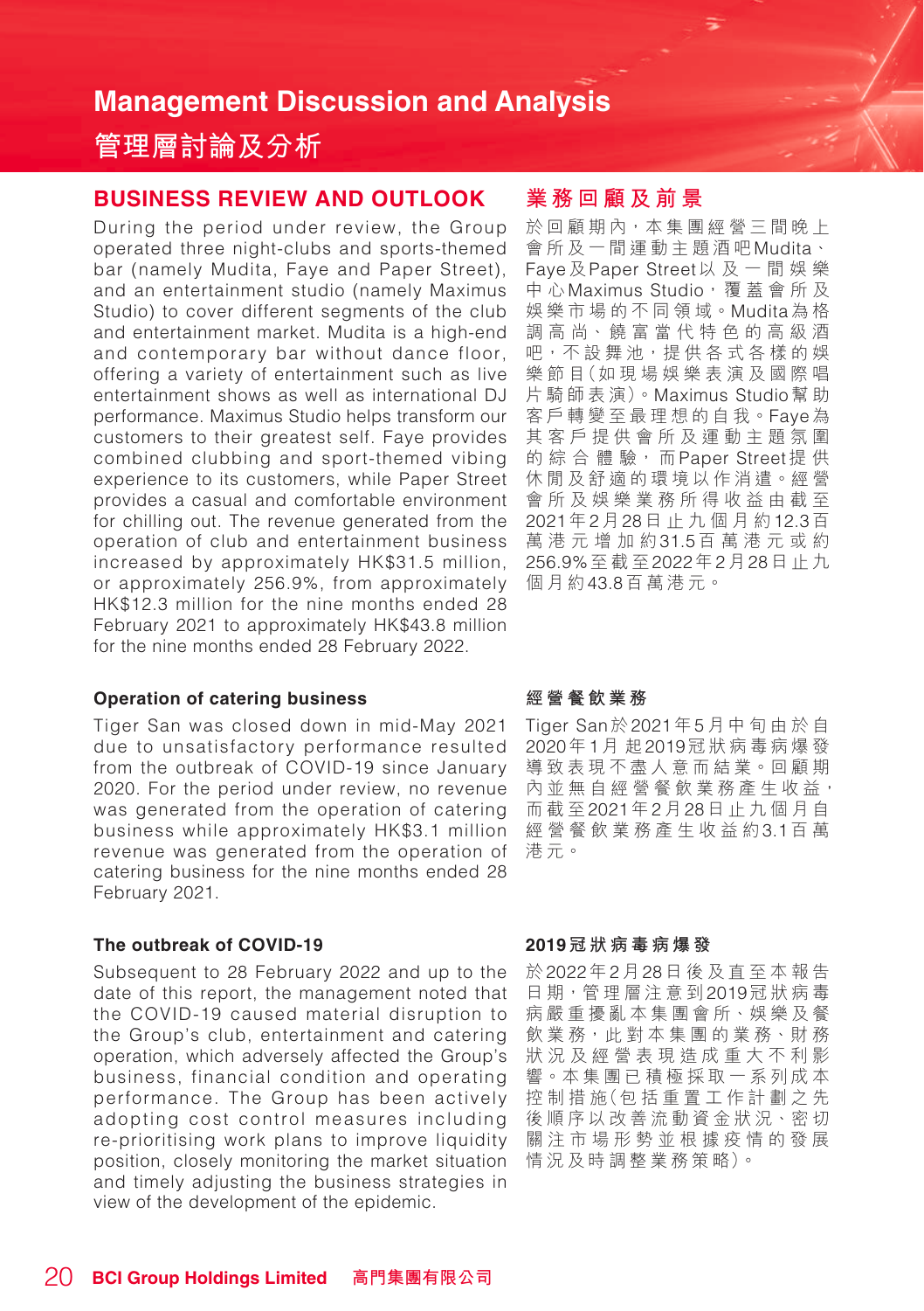# Management Discussion and Analysis
# 管理層討論及分析

## BUSINESS REVIEW AND OUTLOOK

During the period under review, the Group operated three night-clubs and sports-themed bar (namely Mudita, Faye and Paper Street), and an entertainment studio (namely Maximus Studio) to cover different segments of the club and entertainment market. Mudita is a high-end and contemporary bar without dance floor, offering a variety of entertainment such as live entertainment shows as well as international DJ performance. Maximus Studio helps transform our customers to their greatest self. Faye provides combined clubbing and sport-themed vibing experience to its customers, while Paper Street provides a casual and comfortable environment for chilling out. The revenue generated from the operation of club and entertainment business increased by approximately HK$31.5 million, or approximately 256.9%, from approximately HK$12.3 million for the nine months ended 28 February 2021 to approximately HK$43.8 million for the nine months ended 28 February 2022.

### Operation of catering business

Tiger San was closed down in mid-May 2021 due to unsatisfactory performance resulted from the outbreak of COVID-19 since January 2020. For the period under review, no revenue was generated from the operation of catering business while approximately HK$3.1 million revenue was generated from the operation of catering business for the nine months ended 28 February 2021.

### The outbreak of COVID-19

Subsequent to 28 February 2022 and up to the date of this report, the management noted that the COVID-19 caused material disruption to the Group's club, entertainment and catering operation, which adversely affected the Group's business, financial condition and operating performance. The Group has been actively adopting cost control measures including re-prioritising work plans to improve liquidity position, closely monitoring the market situation and timely adjusting the business strategies in view of the development of the epidemic.

## 業務回顧及前景

於回顧期內，本集團經營三間晚上會所及一間運動主題酒吧Mudita、Faye及Paper Street以及一間娛樂中心Maximus Studio，覆蓋會所及娛樂市場的不同領域。Mudita為格調高尚、饒富當代特色的高級酒吧，不設舞池，提供各式各樣的娛樂節目(如現場娛樂表演及國際唱片騎師表演)。Maximus Studio幫助客戶轉變至最理想的自我。Faye為其客戶提供會所及運動主題氛圍的綜合體驗，而Paper Street提供休閒及舒適的環境以作消遣。經營會所及娛樂業務所得收益由截至2021年2月28日止九個月約12.3百萬港元增加約31.5百萬港元或約256.9%至截至2022年2月28日止九個月約43.8百萬港元。

### 經營餐飲業務

Tiger San於2021年5月中旬由於自2020年1月起2019冠狀病毒病爆發導致表現不盡人意而結業。回顧期內並無自經營餐飲業務產生收益，而截至2021年2月28日止九個月自經營餐飲業務產生收益約3.1百萬港元。

### 2019冠狀病毒病爆發

於2022年2月28日後及直至本報告日期，管理層注意到2019冠狀病毒病嚴重擾亂本集團會所、娛樂及餐飲業務，此對本集團的業務、財務狀況及經營表現造成重大不利影響。本集團已積極採取一系列成本控制措施(包括重置工作計劃之先後順序以改善流動資金狀況、密切關注市場形勢並根據疫情的發展情況及時調整業務策略)。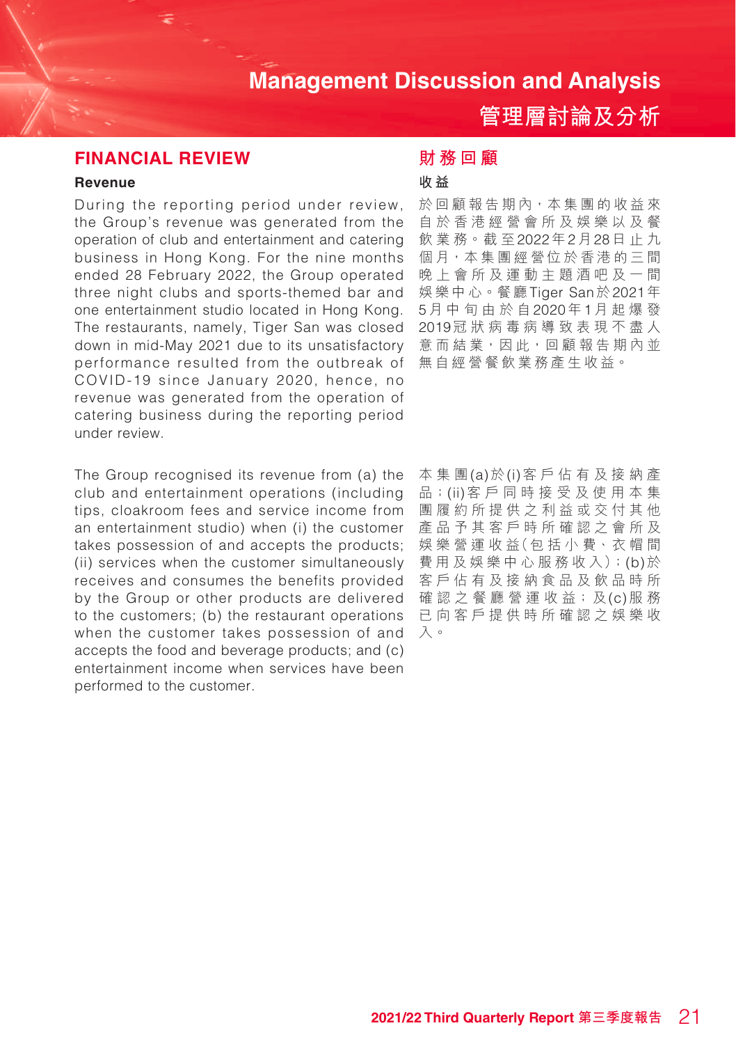# Management Discussion and Analysis

# 管理層討論及分析

## FINANCIAL REVIEW

### Revenue

During the reporting period under review, the Group's revenue was generated from the operation of club and entertainment and catering business in Hong Kong. For the nine months ended 28 February 2022, the Group operated three night clubs and sports-themed bar and one entertainment studio located in Hong Kong. The restaurants, namely, Tiger San was closed down in mid-May 2021 due to its unsatisfactory performance resulted from the outbreak of COVID-19 since January 2020, hence, no revenue was generated from the operation of catering business during the reporting period under review.

The Group recognised its revenue from (a) the club and entertainment operations (including tips, cloakroom fees and service income from an entertainment studio) when (i) the customer takes possession of and accepts the products; (ii) services when the customer simultaneously receives and consumes the benefits provided by the Group or other products are delivered to the customers; (b) the restaurant operations when the customer takes possession of and accepts the food and beverage products; and (c) entertainment income when services have been performed to the customer.

## 財務回顧

### 收益

於回顧報告期內，本集團的收益來自於香港經營會所及娛樂以及餐飲業務。截至2022年2月28日止九個月，本集團經營位於香港的三間晚上會所及運動主題酒吧及一間娛樂中心。餐廳Tiger San於2021年5月中旬由於自2020年1月起爆發2019冠狀病毒病導致表現不盡人意而結業，因此，回顧報告期內並無自經營餐飲業務產生收益。

本集團(a)於(i)客戶佔有及接納產品；(ii)客戶同時接受及使用本集團履約所提供之利益或交付其他產品予其客戶時所確認之會所及娛樂營運收益(包括小費、衣帽間費用及娛樂中心服務收入)；(b)於客戶佔有及接納食品及飲品時所確認之餐廳營運收益；及(c)服務已向客戶提供時所確認之娛樂收入。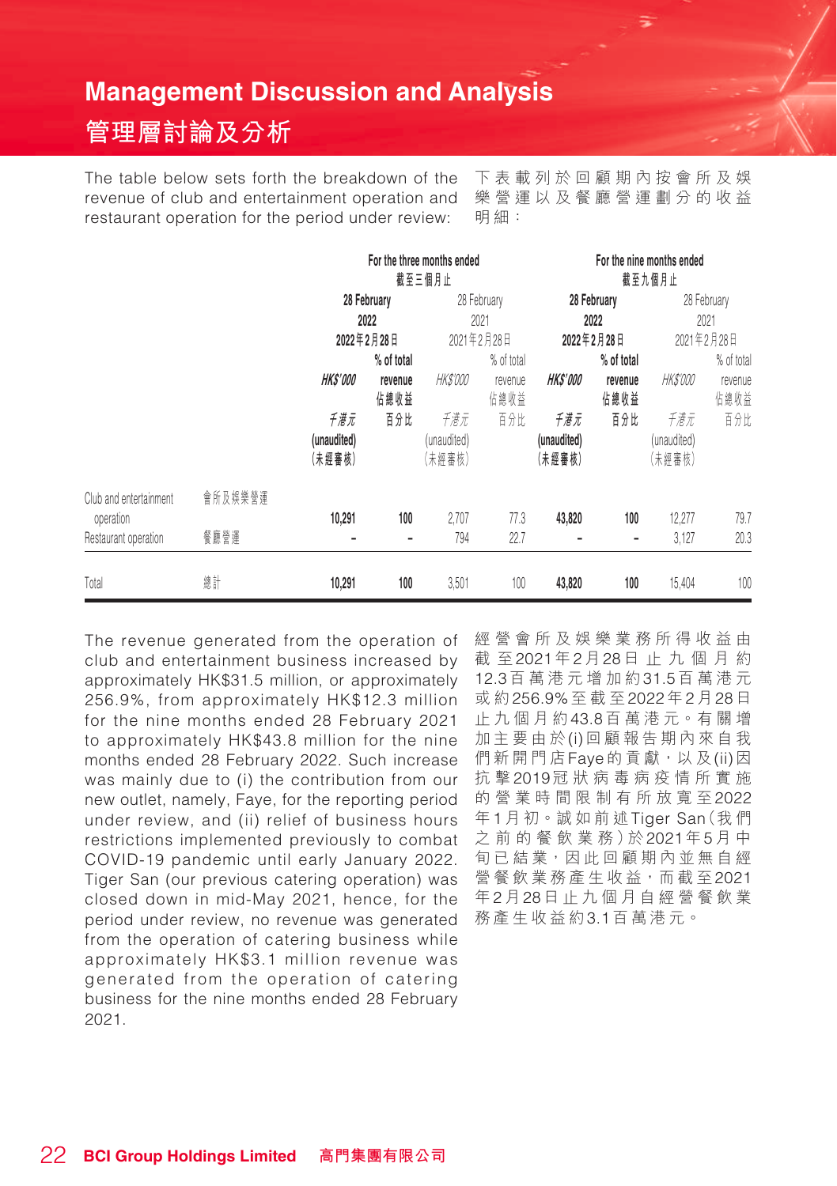# Management Discussion and Analysis
# 管理層討論及分析

The table below sets forth the breakdown of the revenue of club and entertainment operation and restaurant operation for the period under review:

下表載列於回顧期內按會所及娛樂營運以及餐廳營運劃分的收益明細：

| | | For the three months ended 截至三個月止 | | | | For the nine months ended 截至九個月止 | | | |
|---|---|---|---|---|---|---|---|---|---|
| | | **28 February 2022 2022年2月28日** | | 28 February 2021 2021年2月28日 | | **28 February 2022 2022年2月28日** | | 28 February 2021 2021年2月28日 | |
| | | ***HK$'000 千港元 (unaudited) (未經審核)*** | **% of total revenue 佔總收益百分比** | *HK$'000 千港元* (unaudited) (未經審核) | % of total revenue 佔總收益百分比 | ***HK$'000 千港元 (unaudited) (未經審核)*** | **% of total revenue 佔總收益百分比** | *HK$'000 千港元* (unaudited) (未經審核) | % of total revenue 佔總收益百分比 |
| Club and entertainment operation | 會所及娛樂營運 | **10,291** | **100** | 2,707 | 77.3 | **43,820** | **100** | 12,277 | 79.7 |
| Restaurant operation | 餐廳營運 | **-** | **-** | 794 | 22.7 | **-** | **-** | 3,127 | 20.3 |
| Total | 總計 | **10,291** | **100** | 3,501 | 100 | **43,820** | **100** | 15,404 | 100 |

The revenue generated from the operation of club and entertainment business increased by approximately HK$31.5 million, or approximately 256.9%, from approximately HK$12.3 million for the nine months ended 28 February 2021 to approximately HK$43.8 million for the nine months ended 28 February 2022. Such increase was mainly due to (i) the contribution from our new outlet, namely, Faye, for the reporting period under review, and (ii) relief of business hours restrictions implemented previously to combat COVID-19 pandemic until early January 2022. Tiger San (our previous catering operation) was closed down in mid-May 2021, hence, for the period under review, no revenue was generated from the operation of catering business while approximately HK$3.1 million revenue was generated from the operation of catering business for the nine months ended 28 February 2021.

經營會所及娛樂業務所得收益由截至2021年2月28日止九個月約12.3百萬港元增加約31.5百萬港元或約256.9%至截至2022年2月28日止九個月約43.8百萬港元。有關增加主要由於(i)回顧報告期內來自我們新開門店Faye的貢獻，以及(ii)因抗擊2019冠狀病毒病疫情所實施的營業時間限制有所放寬至2022年1月初。誠如前述Tiger San（我們之前的餐飲業務）於2021年5月中旬已結業，因此回顧期內並無自經營餐飲業務產生收益，而截至2021年2月28日止九個月自經營餐飲業務產生收益約3.1百萬港元。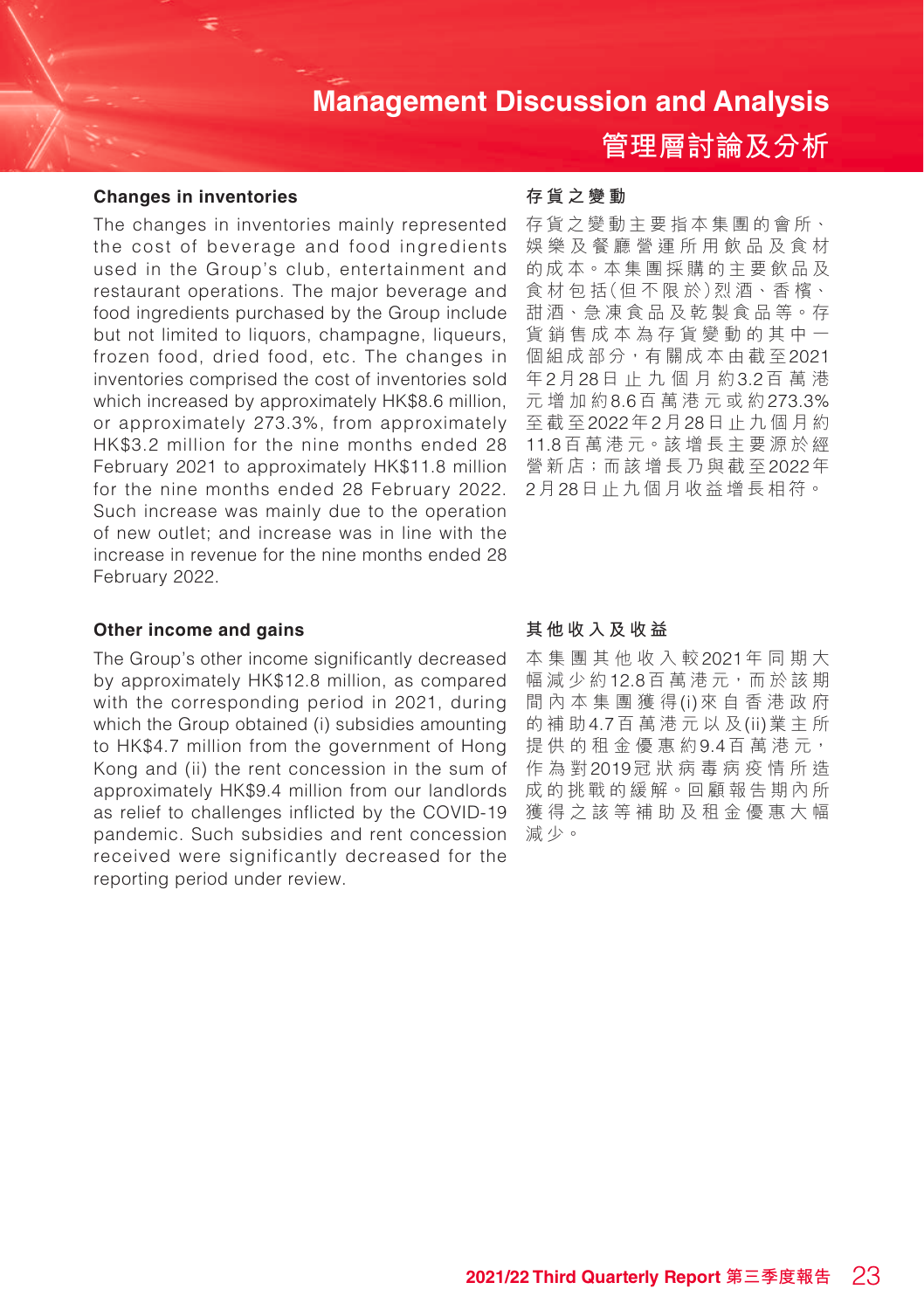### Changes in inventories

The changes in inventories mainly represented the cost of beverage and food ingredients used in the Group's club, entertainment and restaurant operations. The major beverage and food ingredients purchased by the Group include but not limited to liquors, champagne, liqueurs, frozen food, dried food, etc. The changes in inventories comprised the cost of inventories sold which increased by approximately HK$8.6 million, or approximately 273.3%, from approximately HK$3.2 million for the nine months ended 28 February 2021 to approximately HK$11.8 million for the nine months ended 28 February 2022. Such increase was mainly due to the operation of new outlet; and increase was in line with the increase in revenue for the nine months ended 28 February 2022.

### 存貨之變動

存貨之變動主要指本集團的會所、娛樂及餐廳營運所用飲品及食材的成本。本集團採購的主要飲品及食材包括(但不限於)烈酒、香檳、甜酒、急凍食品及乾製食品等。存貨銷售成本為存貨變動的其中一個組成部分，有關成本由截至2021年2月28日止九個月約3.2百萬港元增加約8.6百萬港元或約273.3%至截至2022年2月28日止九個月約11.8百萬港元。該增長主要源於經營新店；而該增長乃與截至2022年2月28日止九個月收益增長相符。

### Other income and gains

The Group's other income significantly decreased by approximately HK$12.8 million, as compared with the corresponding period in 2021, during which the Group obtained (i) subsidies amounting to HK$4.7 million from the government of Hong Kong and (ii) the rent concession in the sum of approximately HK$9.4 million from our landlords as relief to challenges inflicted by the COVID-19 pandemic. Such subsidies and rent concession received were significantly decreased for the reporting period under review.

### 其他收入及收益

本集團其他收入較2021年同期大幅減少約12.8百萬港元，而於該期間內本集團獲得(i)來自香港政府的補助4.7百萬港元以及(ii)業主所提供的租金優惠約9.4百萬港元，作為對2019冠狀病毒病疫情所造成的挑戰的緩解。回顧報告期內所獲得之該等補助及租金優惠大幅減少。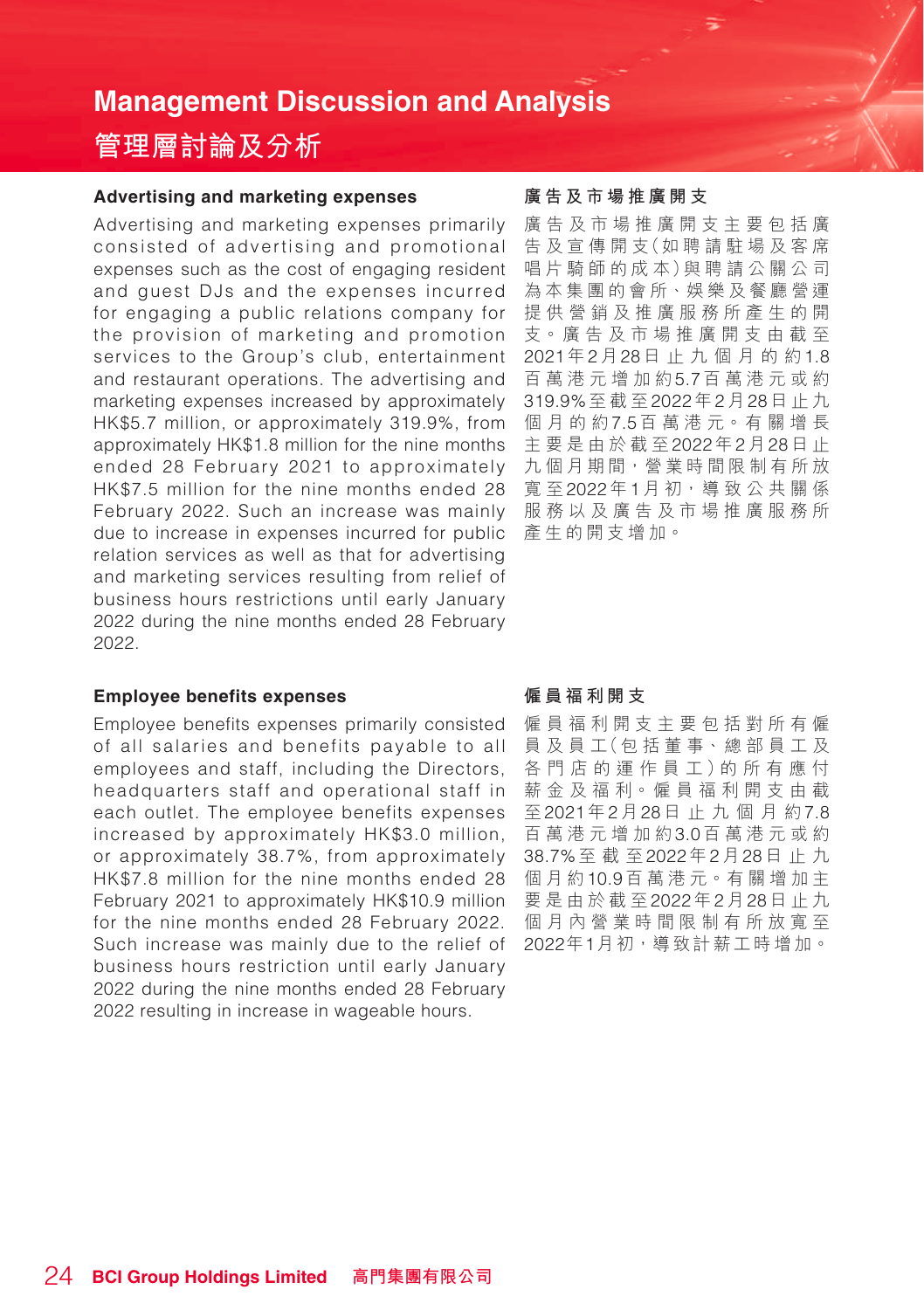## Advertising and marketing expenses

Advertising and marketing expenses primarily consisted of advertising and promotional expenses such as the cost of engaging resident and guest DJs and the expenses incurred for engaging a public relations company for the provision of marketing and promotion services to the Group's club, entertainment and restaurant operations. The advertising and marketing expenses increased by approximately HK$5.7 million, or approximately 319.9%, from approximately HK$1.8 million for the nine months ended 28 February 2021 to approximately HK$7.5 million for the nine months ended 28 February 2022. Such an increase was mainly due to increase in expenses incurred for public relation services as well as that for advertising and marketing services resulting from relief of business hours restrictions until early January 2022 during the nine months ended 28 February 2022.

## 廣告及市場推廣開支

廣告及市場推廣開支主要包括廣告及宣傳開支(如聘請駐場及客席唱片騎師的成本)與聘請公關公司為本集團的會所、娛樂及餐廳營運提供營銷及推廣服務所產生的開支。廣告及市場推廣開支由截至2021年2月28日止九個月的約1.8百萬港元增加約5.7百萬港元或約319.9%至截至2022年2月28日止九個月的約7.5百萬港元。有關增長主要是由於截至2022年2月28日止九個月期間，營業時間限制有所放寬至2022年1月初，導致公共關係服務以及廣告及市場推廣服務所產生的開支增加。

## Employee benefits expenses

Employee benefits expenses primarily consisted of all salaries and benefits payable to all employees and staff, including the Directors, headquarters staff and operational staff in each outlet. The employee benefits expenses increased by approximately HK$3.0 million, or approximately 38.7%, from approximately HK$7.8 million for the nine months ended 28 February 2021 to approximately HK$10.9 million for the nine months ended 28 February 2022. Such increase was mainly due to the relief of business hours restriction until early January 2022 during the nine months ended 28 February 2022 resulting in increase in wageable hours.

## 僱員福利開支

僱員福利開支主要包括對所有僱員及員工(包括董事、總部員工及各門店的運作員工)的所有應付薪金及福利。僱員福利開支由截至2021年2月28日止九個月約7.8百萬港元增加約3.0百萬港元或約38.7%至截至2022年2月28日止九個月約10.9百萬港元。有關增加主要是由於截至2022年2月28日止九個月內營業時間限制有所放寬至2022年1月初，導致計薪工時增加。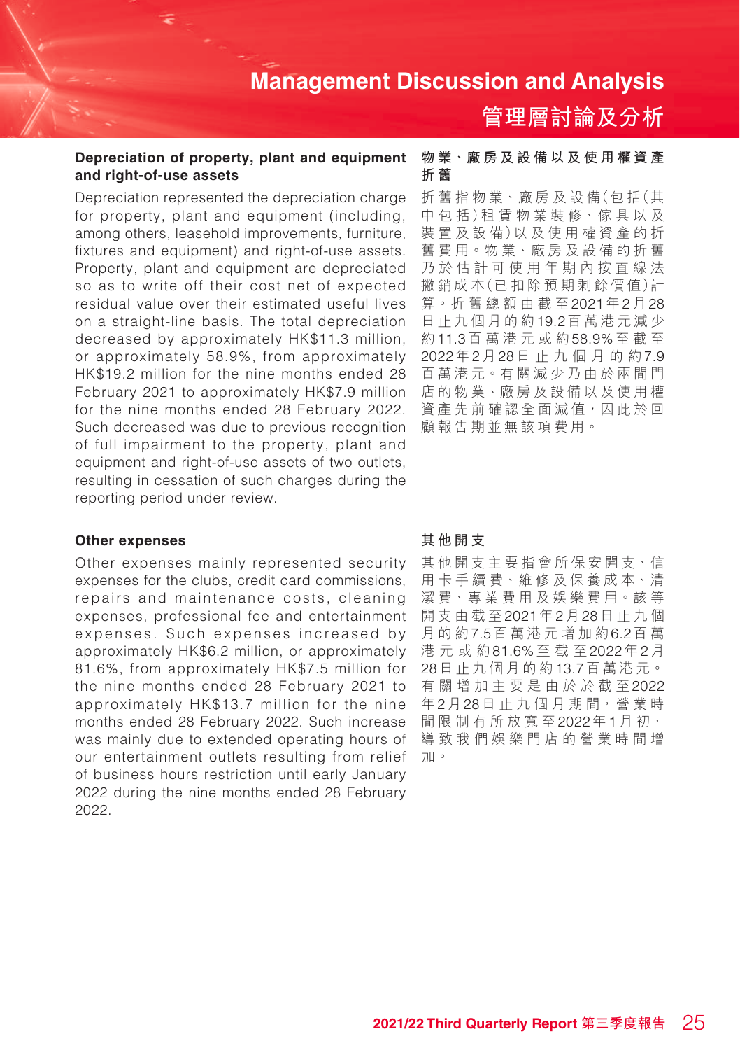#### Depreciation of property, plant and equipment and right-of-use assets

Depreciation represented the depreciation charge for property, plant and equipment (including, among others, leasehold improvements, furniture, fixtures and equipment) and right-of-use assets. Property, plant and equipment are depreciated so as to write off their cost net of expected residual value over their estimated useful lives on a straight-line basis. The total depreciation decreased by approximately HK$11.3 million, or approximately 58.9%, from approximately HK$19.2 million for the nine months ended 28 February 2021 to approximately HK$7.9 million for the nine months ended 28 February 2022. Such decreased was due to previous recognition of full impairment to the property, plant and equipment and right-of-use assets of two outlets, resulting in cessation of such charges during the reporting period under review.

#### 物業、廠房及設備以及使用權資產折舊

折舊指物業、廠房及設備(包括(其中包括)租賃物業裝修、傢具以及裝置及設備)以及使用權資產的折舊費用。物業、廠房及設備的折舊乃於估計可使用年期內按直線法撇銷成本(已扣除預期剩餘價值)計算。折舊總額由截至2021年2月28日止九個月的約19.2百萬港元減少約11.3百萬港元或約58.9%至截至2022年2月28日止九個月的約7.9百萬港元。有關減少乃由於兩間門店的物業、廠房及設備以及使用權資產先前確認全面減值,因此於回顧報告期並無該項費用。

#### Other expenses

Other expenses mainly represented security expenses for the clubs, credit card commissions, repairs and maintenance costs, cleaning expenses, professional fee and entertainment expenses. Such expenses increased by approximately HK$6.2 million, or approximately 81.6%, from approximately HK$7.5 million for the nine months ended 28 February 2021 to approximately HK$13.7 million for the nine months ended 28 February 2022. Such increase was mainly due to extended operating hours of our entertainment outlets resulting from relief of business hours restriction until early January 2022 during the nine months ended 28 February 2022.

#### 其他開支

其他開支主要指會所保安開支、信用卡手續費、維修及保養成本、清潔費、專業費用及娛樂費用。該等開支由截至2021年2月28日止九個月的約7.5百萬港元增加約6.2百萬港元或約81.6%至截至2022年2月28日止九個月的約13.7百萬港元。有關增加主要是由於於截至2022年2月28日止九個月期間,營業時間限制有所放寬至2022年1月初,導致我們娛樂門店的營業時間增加。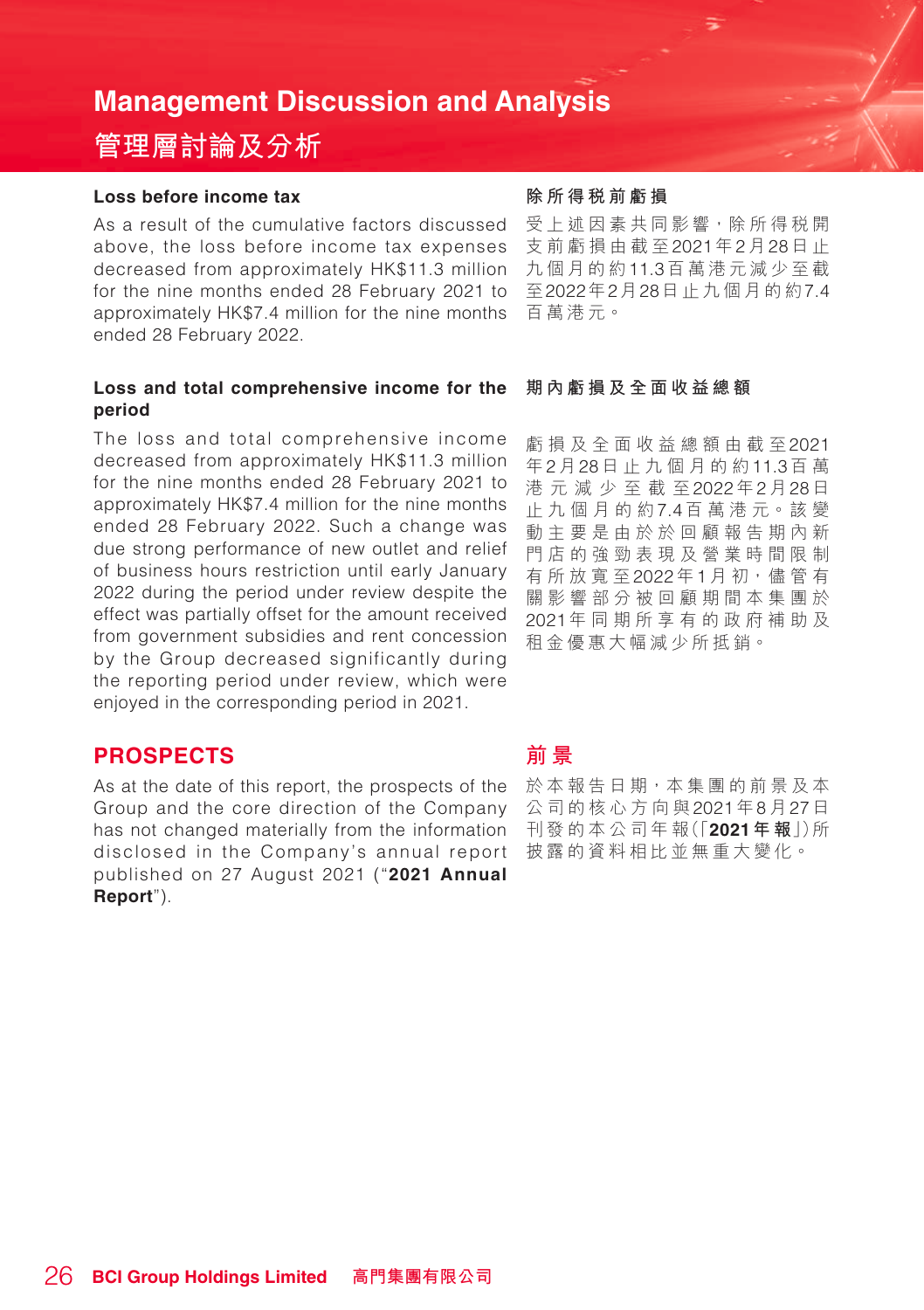## Management Discussion and Analysis
## 管理層討論及分析

**Loss before income tax**

As a result of the cumulative factors discussed above, the loss before income tax expenses decreased from approximately HK$11.3 million for the nine months ended 28 February 2021 to approximately HK$7.4 million for the nine months ended 28 February 2022.

**Loss and total comprehensive income for the period**

The loss and total comprehensive income decreased from approximately HK$11.3 million for the nine months ended 28 February 2021 to approximately HK$7.4 million for the nine months ended 28 February 2022. Such a change was due strong performance of new outlet and relief of business hours restriction until early January 2022 during the period under review despite the effect was partially offset for the amount received from government subsidies and rent concession by the Group decreased significantly during the reporting period under review, which were enjoyed in the corresponding period in 2021.

## PROSPECTS

As at the date of this report, the prospects of the Group and the core direction of the Company has not changed materially from the information disclosed in the Company's annual report published on 27 August 2021 ("**2021 Annual Report**").

**除所得税前虧損**

受上述因素共同影響，除所得税開支前虧損由截至2021年2月28日止九個月的約11.3百萬港元減少至截至2022年2月28日止九個月的約7.4百萬港元。

**期內虧損及全面收益總額**

虧損及全面收益總額由截至2021年2月28日止九個月的約11.3百萬港元減少至截至2022年2月28日止九個月的約7.4百萬港元。該變動主要是由於於回顧報告期內新門店的強勁表現及營業時間限制有所放寬至2022年1月初，儘管有關影響部分被回顧期間本集團於2021年同期所享有的政府補助及租金優惠大幅減少所抵銷。

## 前景

於本報告日期，本集團的前景及本公司的核心方向與2021年8月27日刊發的本公司年報(「**2021年報**」)所披露的資料相比並無重大變化。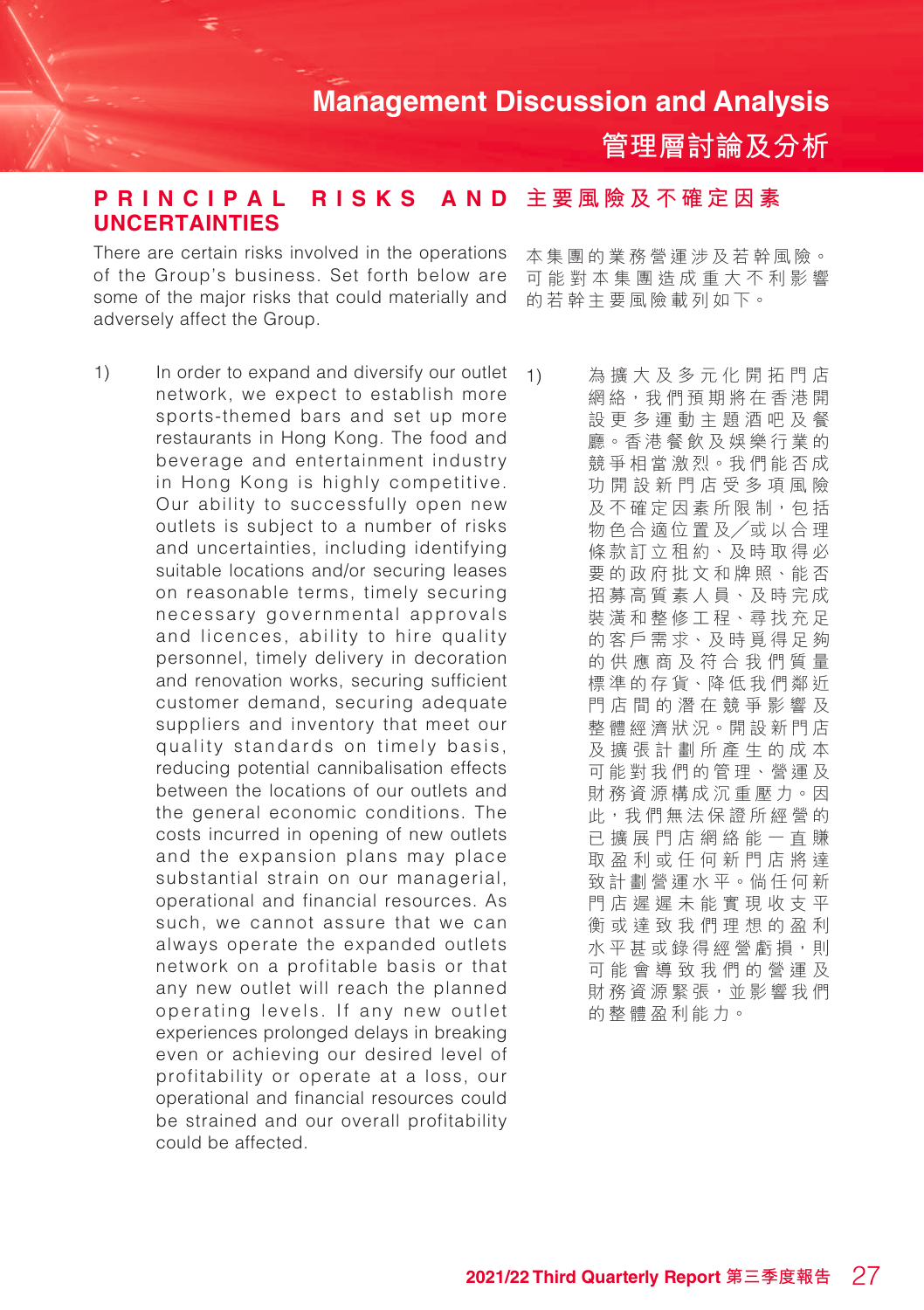## PRINCIPAL RISKS AND UNCERTAINTIES

There are certain risks involved in the operations of the Group's business. Set forth below are some of the major risks that could materially and adversely affect the Group.

1) In order to expand and diversify our outlet network, we expect to establish more sports-themed bars and set up more restaurants in Hong Kong. The food and beverage and entertainment industry in Hong Kong is highly competitive. Our ability to successfully open new outlets is subject to a number of risks and uncertainties, including identifying suitable locations and/or securing leases on reasonable terms, timely securing necessary governmental approvals and licences, ability to hire quality personnel, timely delivery in decoration and renovation works, securing sufficient customer demand, securing adequate suppliers and inventory that meet our quality standards on timely basis, reducing potential cannibalisation effects between the locations of our outlets and the general economic conditions. The costs incurred in opening of new outlets and the expansion plans may place substantial strain on our managerial, operational and financial resources. As such, we cannot assure that we can always operate the expanded outlets network on a profitable basis or that any new outlet will reach the planned operating levels. If any new outlet experiences prolonged delays in breaking even or achieving our desired level of profitability or operate at a loss, our operational and financial resources could be strained and our overall profitability could be affected.

## 主要風險及不確定因素

本集團的業務營運涉及若干風險。可能對本集團造成重大不利影響的若干主要風險載列如下。

1) 為擴大及多元化開拓門店網絡，我們預期將在香港開設更多運動主題酒吧及餐廳。香港餐飲及娛樂行業的競爭相當激烈。我們能否成功開設新門店受多項風險及不確定因素所限制，包括物色合適位置及／或以合理條款訂立租約、及時取得必要的政府批文和牌照、能否招募高質素人員、及時完成裝潢和整修工程、尋找充足的客戶需求、及時覓得足夠的供應商及符合我們質量標準的存貨、降低我們鄰近門店間的潛在競爭影響及整體經濟狀況。開設新門店及擴張計劃所產生的成本可能對我們的管理、營運及財務資源構成沉重壓力。因此，我們無法保證所經營的已擴展門店網絡能一直賺取盈利或任何新門店將達致計劃營運水平。倘任何新門店遲遲未能實現收支平衡或達致我們理想的盈利水平甚或錄得經營虧損，則可能會導致我們的營運及財務資源緊張，並影響我們的整體盈利能力。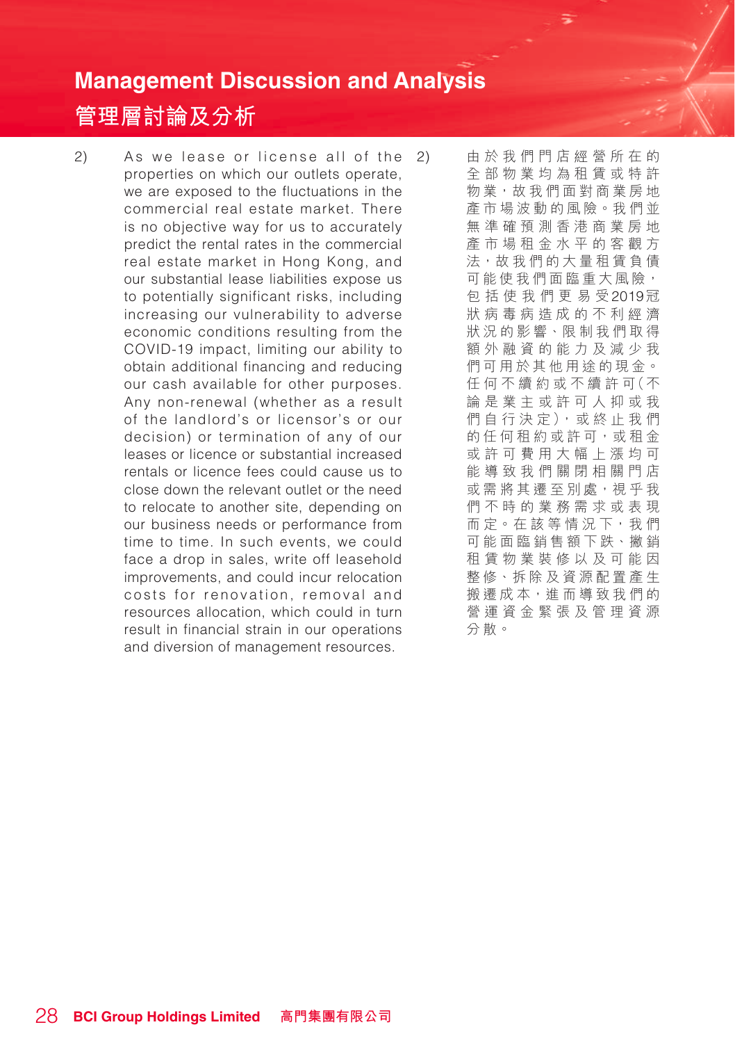# Management Discussion and Analysis

# 管理層討論及分析

2) As we lease or license all of the properties on which our outlets operate, we are exposed to the fluctuations in the commercial real estate market. There is no objective way for us to accurately predict the rental rates in the commercial real estate market in Hong Kong, and our substantial lease liabilities expose us to potentially significant risks, including increasing our vulnerability to adverse economic conditions resulting from the COVID-19 impact, limiting our ability to obtain additional financing and reducing our cash available for other purposes. Any non-renewal (whether as a result of the landlord's or licensor's or our decision) or termination of any of our leases or licence or substantial increased rentals or licence fees could cause us to close down the relevant outlet or the need to relocate to another site, depending on our business needs or performance from time to time. In such events, we could face a drop in sales, write off leasehold improvements, and could incur relocation costs for renovation, removal and resources allocation, which could in turn result in financial strain in our operations and diversion of management resources.

2) 由於我們門店經營所在的全部物業均為租賃或特許物業，故我們面對商業房地產市場波動的風險。我們並無準確預測香港商業房地產市場租金水平的客觀方法，故我們的大量租賃負債可能使我們面臨重大風險，包括使我們更易受2019冠狀病毒病造成的不利經濟狀況的影響、限制我們取得額外融資的能力及減少我們可用於其他用途的現金。任何不續約或不續許可（不論是業主或許可人抑或我們自行決定），或終止我們的任何租約或許可，或租金或許可費用大幅上漲均可能導致我們關閉相關門店或需將其遷至別處，視乎我們不時的業務需求或表現而定。在該等情況下，我們可能面臨銷售額下跌、撇銷租賃物業裝修以及可能因整修、拆除及資源配置產生搬遷成本，進而導致我們的營運資金緊張及管理資源分散。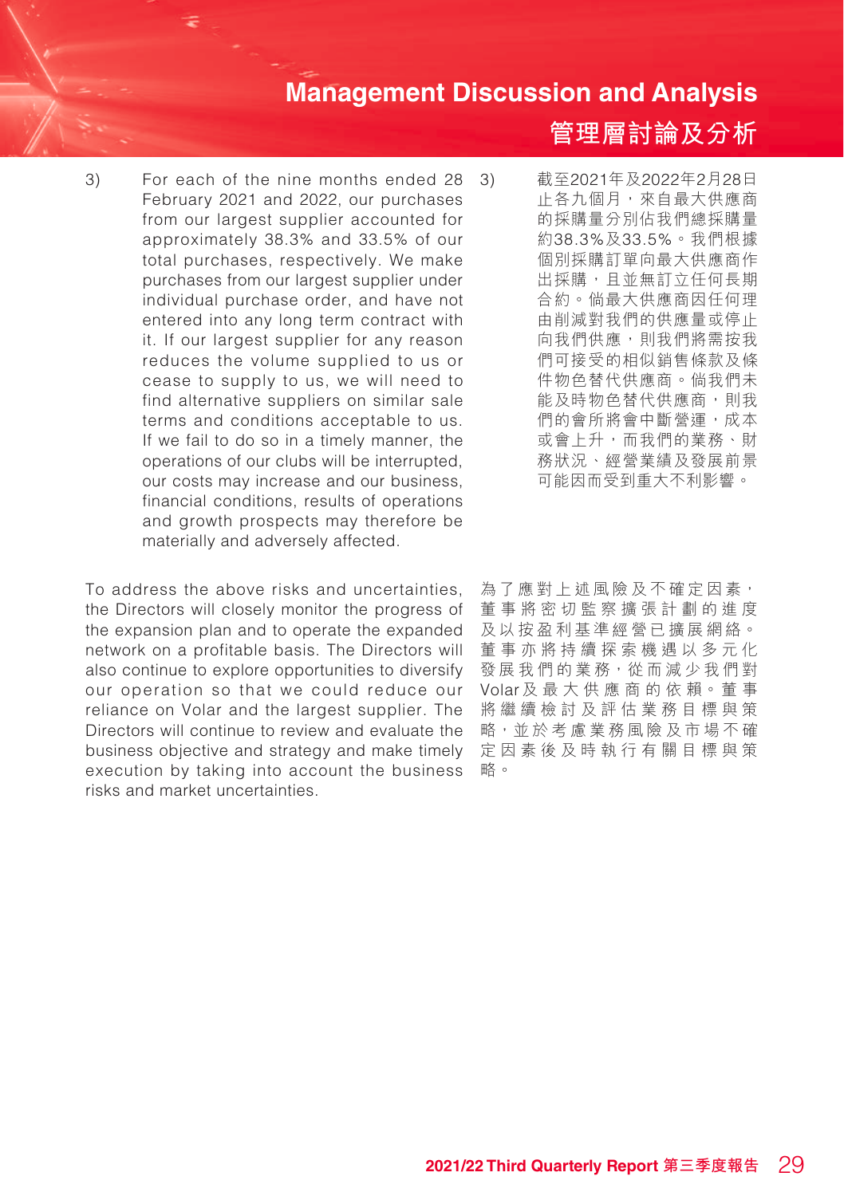3) For each of the nine months ended 28 February 2021 and 2022, our purchases from our largest supplier accounted for approximately 38.3% and 33.5% of our total purchases, respectively. We make purchases from our largest supplier under individual purchase order, and have not entered into any long term contract with it. If our largest supplier for any reason reduces the volume supplied to us or cease to supply to us, we will need to find alternative suppliers on similar sale terms and conditions acceptable to us. If we fail to do so in a timely manner, the operations of our clubs will be interrupted, our costs may increase and our business, financial conditions, results of operations and growth prospects may therefore be materially and adversely affected.

To address the above risks and uncertainties, the Directors will closely monitor the progress of the expansion plan and to operate the expanded network on a profitable basis. The Directors will also continue to explore opportunities to diversify our operation so that we could reduce our reliance on Volar and the largest supplier. The Directors will continue to review and evaluate the business objective and strategy and make timely execution by taking into account the business risks and market uncertainties.

3) 截至2021年及2022年2月28日止各九個月，來自最大供應商的採購量分別佔我們總採購量約38.3%及33.5%。我們根據個別採購訂單向最大供應商作出採購，且並無訂立任何長期合約。倘最大供應商因任何理由削減對我們的供應量或停止向我們供應，則我們將需按我們可接受的相似銷售條款及條件物色替代供應商。倘我們未能及時物色替代供應商，則我們的會所將會中斷營運，成本或會上升，而我們的業務、財務狀況、經營業績及發展前景可能因而受到重大不利影響。

為了應對上述風險及不確定因素，董事將密切監察擴張計劃的進度及以按盈利基準經營已擴展網絡。董事亦將持續探索機遇以多元化發展我們的業務，從而減少我們對Volar及最大供應商的依賴。董事將繼續檢討及評估業務目標與策略，並於考慮業務風險及市場不確定因素後及時執行有關目標與策略。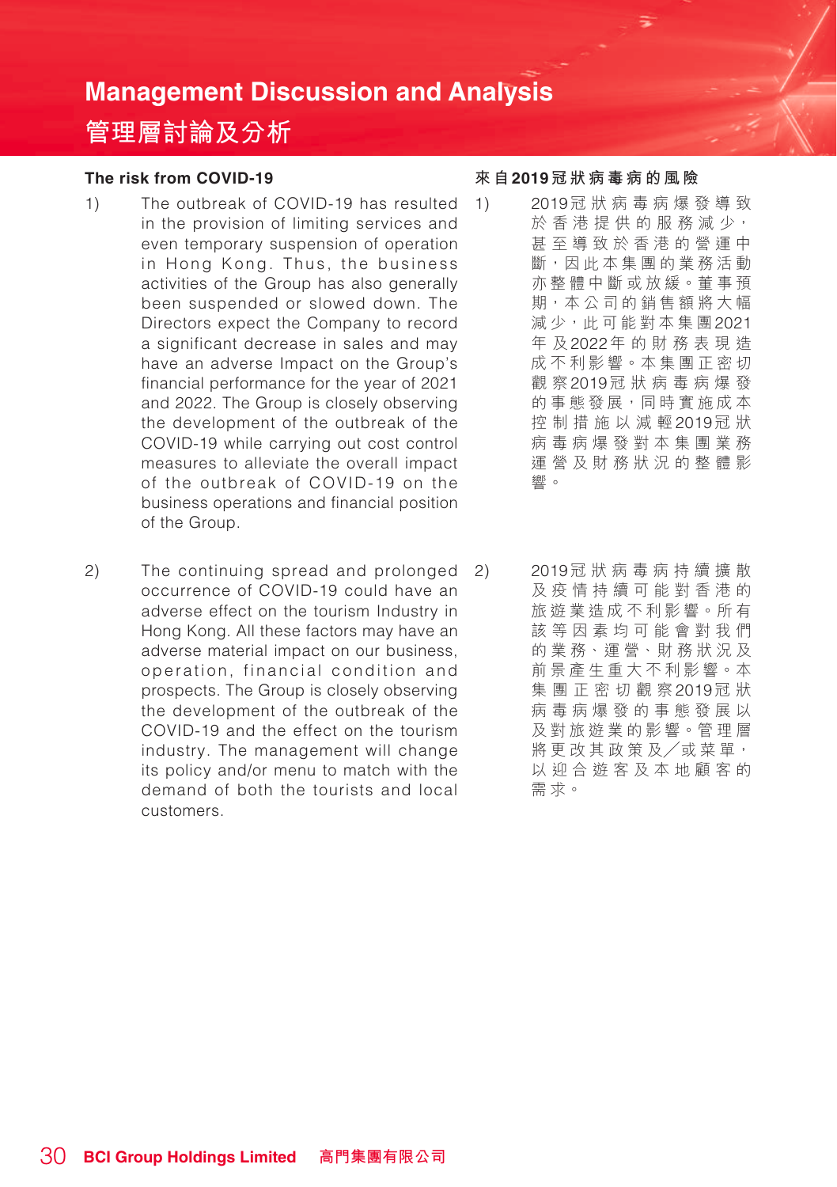### The risk from COVID-19

1) The outbreak of COVID-19 has resulted in the provision of limiting services and even temporary suspension of operation in Hong Kong. Thus, the business activities of the Group has also generally been suspended or slowed down. The Directors expect the Company to record a significant decrease in sales and may have an adverse Impact on the Group's financial performance for the year of 2021 and 2022. The Group is closely observing the development of the outbreak of the COVID-19 while carrying out cost control measures to alleviate the overall impact of the outbreak of COVID-19 on the business operations and financial position of the Group.

2) The continuing spread and prolonged occurrence of COVID-19 could have an adverse effect on the tourism Industry in Hong Kong. All these factors may have an adverse material impact on our business, operation, financial condition and prospects. The Group is closely observing the development of the outbreak of the COVID-19 and the effect on the tourism industry. The management will change its policy and/or menu to match with the demand of both the tourists and local customers.

### 來自2019冠狀病毒病的風險

1) 2019冠狀病毒病爆發導致於香港提供的服務減少，甚至導致於香港的營運中斷，因此本集團的業務活動亦整體中斷或放緩。董事預期，本公司的銷售額將大幅減少，此可能對本集團2021年及2022年的財務表現造成不利影響。本集團正密切觀察2019冠狀病毒病爆發的事態發展，同時實施成本控制措施以減輕2019冠狀病毒病爆發對本集團業務運營及財務狀況的整體影響。

2) 2019冠狀病毒病持續擴散及疫情持續可能對香港的旅遊業造成不利影響。所有該等因素均可能會對我們的業務、運營、財務狀況及前景產生重大不利影響。本集團正密切觀察2019冠狀病毒病爆發的事態發展以及對旅遊業的影響。管理層將更改其政策及／或菜單，以迎合遊客及本地顧客的需求。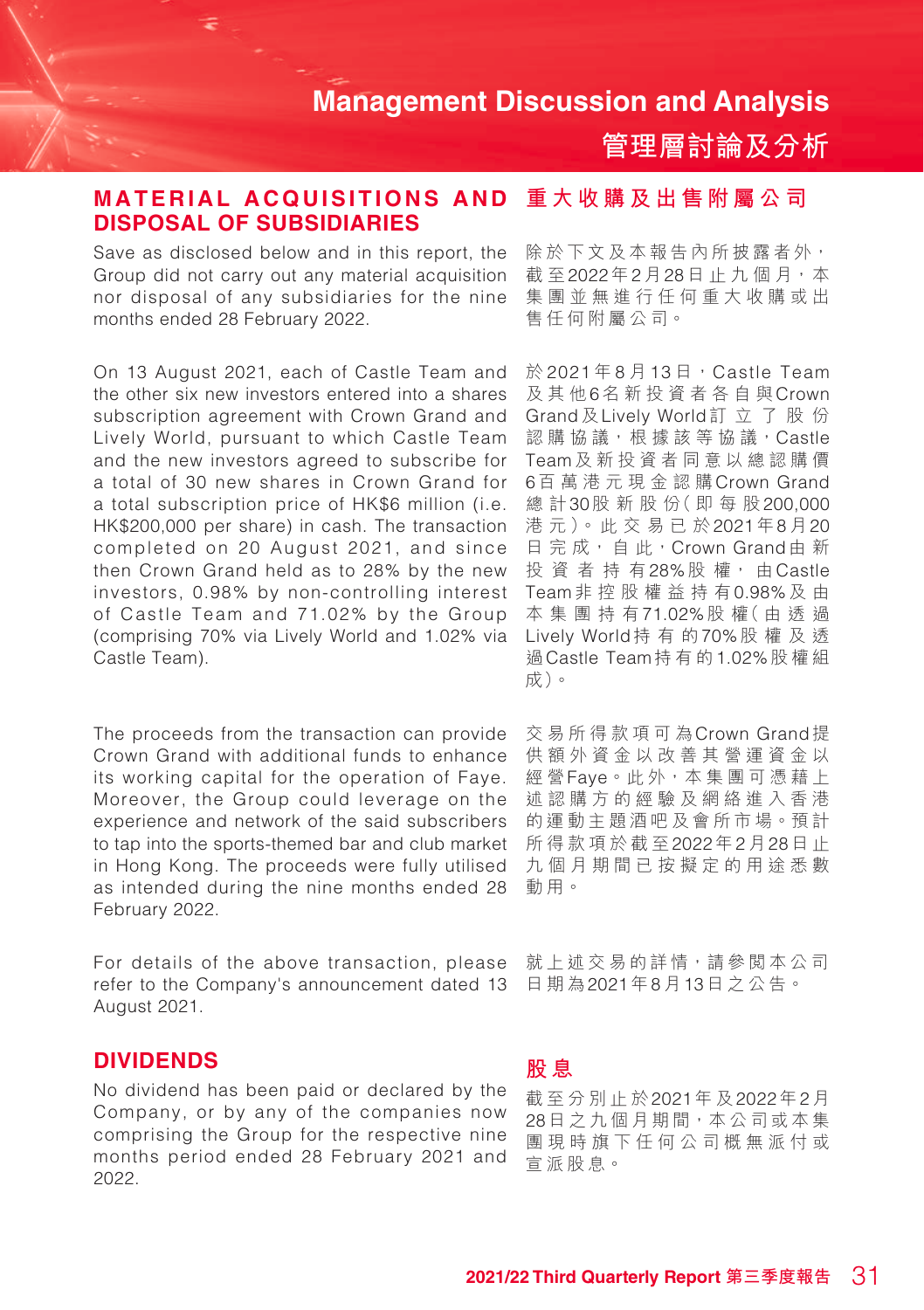## MATERIAL ACQUISITIONS AND DISPOSAL OF SUBSIDIARIES

## 重大收購及出售附屬公司

Save as disclosed below and in this report, the Group did not carry out any material acquisition nor disposal of any subsidiaries for the nine months ended 28 February 2022.

除於下文及本報告內所披露者外，截至2022年2月28日止九個月，本集團並無進行任何重大收購或出售任何附屬公司。

On 13 August 2021, each of Castle Team and the other six new investors entered into a shares subscription agreement with Crown Grand and Lively World, pursuant to which Castle Team and the new investors agreed to subscribe for a total of 30 new shares in Crown Grand for a total subscription price of HK$6 million (i.e. HK$200,000 per share) in cash. The transaction completed on 20 August 2021, and since then Crown Grand held as to 28% by the new investors, 0.98% by non-controlling interest of Castle Team and 71.02% by the Group (comprising 70% via Lively World and 1.02% via Castle Team).

於2021年8月13日，Castle Team及其他6名新投資者各自與Crown Grand及Lively World訂立了股份認購協議，根據該等協議，Castle Team及新投資者同意以總認購價6百萬港元現金認購Crown Grand總計30股新股份(即每股200,000港元)。此交易已於2021年8月20日完成，自此，Crown Grand由新投資者持有28%股權，由Castle Team非控股權益持有0.98%及由本集團持有71.02%股權(由透過Lively World持有的70%股權及透過Castle Team持有的1.02%股權組成)。

The proceeds from the transaction can provide Crown Grand with additional funds to enhance its working capital for the operation of Faye. Moreover, the Group could leverage on the experience and network of the said subscribers to tap into the sports-themed bar and club market in Hong Kong. The proceeds were fully utilised as intended during the nine months ended 28 February 2022.

交易所得款項可為Crown Grand提供額外資金以改善其營運資金以經營Faye。此外，本集團可憑藉上述認購方的經驗及網絡進入香港的運動主題酒吧及會所市場。預計所得款項於截至2022年2月28日止九個月期間已按擬定的用途悉數動用。

For details of the above transaction, please refer to the Company's announcement dated 13 August 2021.

就上述交易的詳情，請參閱本公司日期為2021年8月13日之公告。

## DIVIDENDS

## 股息

No dividend has been paid or declared by the Company, or by any of the companies now comprising the Group for the respective nine months period ended 28 February 2021 and 2022.

截至分別止於2021年及2022年2月28日之九個月期間，本公司或本集團現時旗下任何公司概無派付或宣派股息。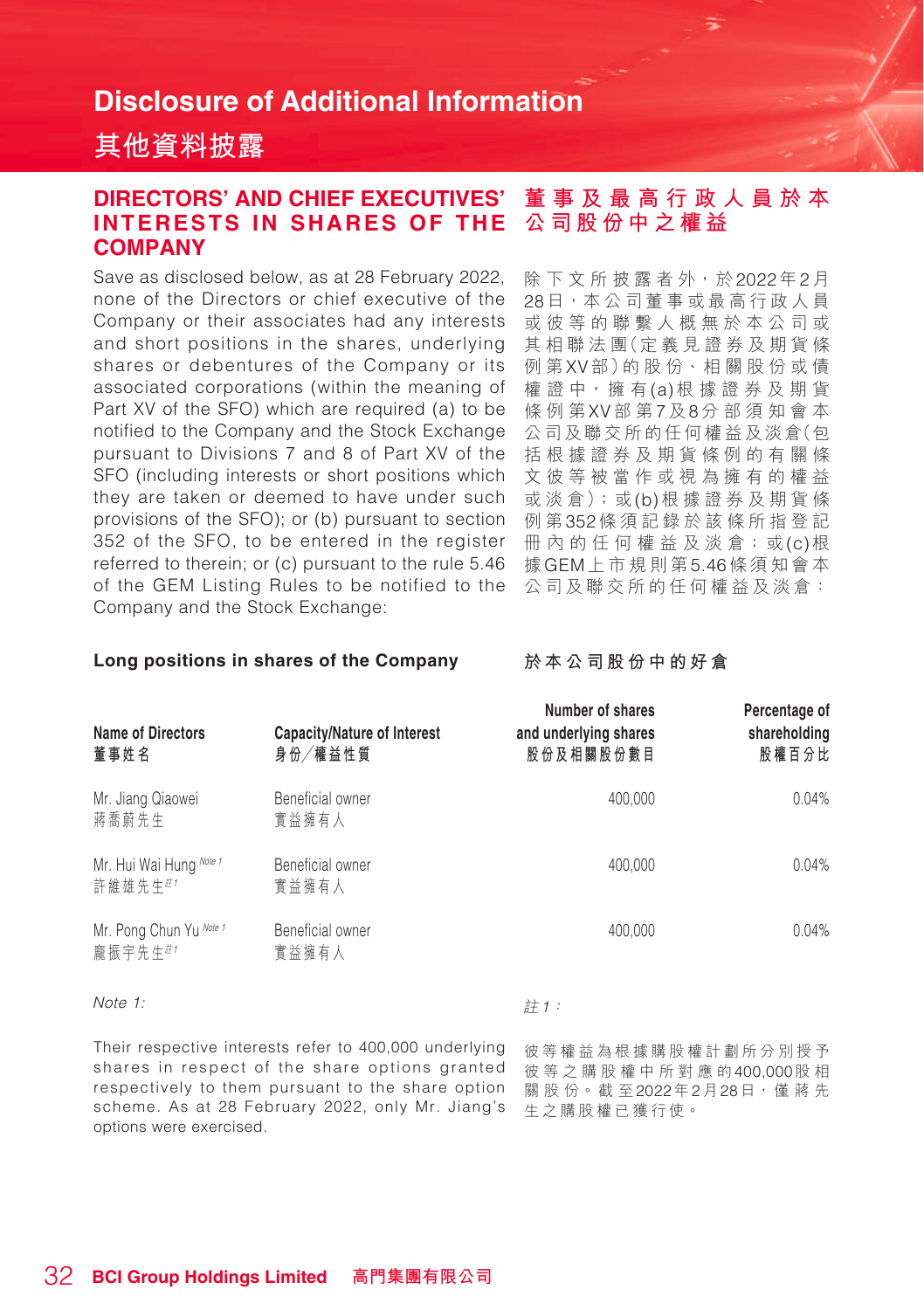# Disclosure of Additional Information
# 其他資料披露

## DIRECTORS' AND CHIEF EXECUTIVES' INTERESTS IN SHARES OF THE COMPANY

Save as disclosed below, as at 28 February 2022, none of the Directors or chief executive of the Company or their associates had any interests and short positions in the shares, underlying shares or debentures of the Company or its associated corporations (within the meaning of Part XV of the SFO) which are required (a) to be notified to the Company and the Stock Exchange pursuant to Divisions 7 and 8 of Part XV of the SFO (including interests or short positions which they are taken or deemed to have under such provisions of the SFO); or (b) pursuant to section 352 of the SFO, to be entered in the register referred to therein; or (c) pursuant to the rule 5.46 of the GEM Listing Rules to be notified to the Company and the Stock Exchange:

## 董事及最高行政人員於本公司股份中之權益

除下文所披露者外，於2022年2月28日，本公司董事或最高行政人員或彼等的聯繫人概無於本公司或其相聯法團(定義見證券及期貨條例第XV部)的股份、相關股份或債權證中，擁有(a)根據證券及期貨條例第XV部第7及8分部須知會本公司及聯交所的任何權益及淡倉(包括根據證券及期貨條例的有關條文彼等被當作或視為擁有的權益或淡倉)；或(b)根據證券及期貨條例第352條須記錄於該條所指登記冊內的任何權益及淡倉；或(c)根據GEM上市規則第5.46條須知會本公司及聯交所的任何權益及淡倉：

**Long positions in shares of the Company**

**於本公司股份中的好倉**

| Name of Directors<br>董事姓名 | Capacity/Nature of Interest<br>身份╱權益性質 | Number of shares and underlying shares<br>股份及相關股份數目 | Percentage of shareholding<br>股權百分比 |
|---|---|---|---|
| Mr. Jiang Qiaowei<br>蔣喬蔚先生 | Beneficial owner<br>實益擁有人 | 400,000 | 0.04% |
| Mr. Hui Wai Hung Note 1<br>許維雄先生註1 | Beneficial owner<br>實益擁有人 | 400,000 | 0.04% |
| Mr. Pong Chun Yu Note 1<br>龐振宇先生註1 | Beneficial owner<br>實益擁有人 | 400,000 | 0.04% |

*Note 1:*

Their respective interests refer to 400,000 underlying shares in respect of the share options granted respectively to them pursuant to the share option scheme. As at 28 February 2022, only Mr. Jiang's options were exercised.

*註1：*

彼等權益為根據購股權計劃所分別授予彼等之購股權中所對應的400,000股相關股份。截至2022年2月28日，僅蔣先生之購股權已獲行使。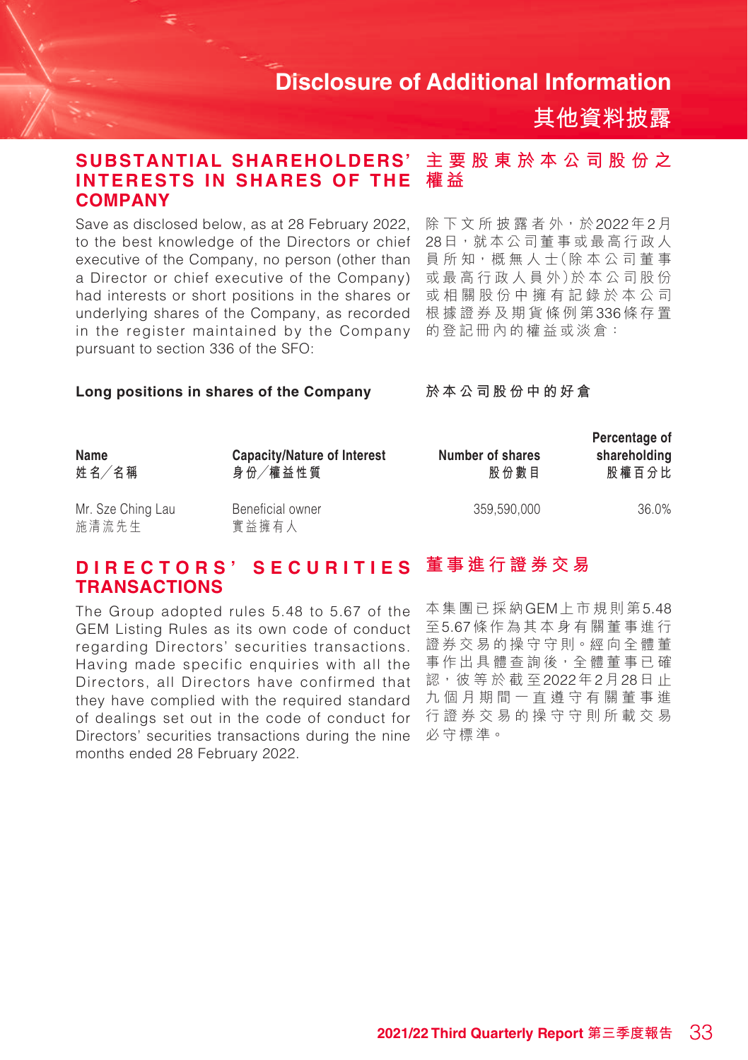# Disclosure of Additional Information
# 其他資料披露

## SUBSTANTIAL SHAREHOLDERS' INTERESTS IN SHARES OF THE COMPANY

Save as disclosed below, as at 28 February 2022, to the best knowledge of the Directors or chief executive of the Company, no person (other than a Director or chief executive of the Company) had interests or short positions in the shares or underlying shares of the Company, as recorded in the register maintained by the Company pursuant to section 336 of the SFO:

## 主要股東於本公司股份之權益

除下文所披露者外，於2022年2月28日，就本公司董事或最高行政人員所知，概無人士(除本公司董事或最高行政人員外)於本公司股份或相關股份中擁有記錄於本公司根據證券及期貨條例第336條存置的登記冊內的權益或淡倉：

**Long positions in shares of the Company**

**於本公司股份中的好倉**

| Name<br>姓名／名稱 | Capacity/Nature of Interest<br>身份／權益性質 | Number of shares<br>股份數目 | Percentage of shareholding<br>股權百分比 |
|---|---|---|---|
| Mr. Sze Ching Lau<br>施清流先生 | Beneficial owner<br>實益擁有人 | 359,590,000 | 36.0% |

## DIRECTORS' SECURITIES TRANSACTIONS

The Group adopted rules 5.48 to 5.67 of the GEM Listing Rules as its own code of conduct regarding Directors' securities transactions. Having made specific enquiries with all the Directors, all Directors have confirmed that they have complied with the required standard of dealings set out in the code of conduct for Directors' securities transactions during the nine months ended 28 February 2022.

## 董事進行證券交易

本集團已採納GEM上市規則第5.48至5.67條作為其本身有關董事進行證券交易的操守守則。經向全體董事作出具體查詢後，全體董事已確認，彼等於截至2022年2月28日止九個月期間一直遵守有關董事進行證券交易的操守守則所載交易必守標準。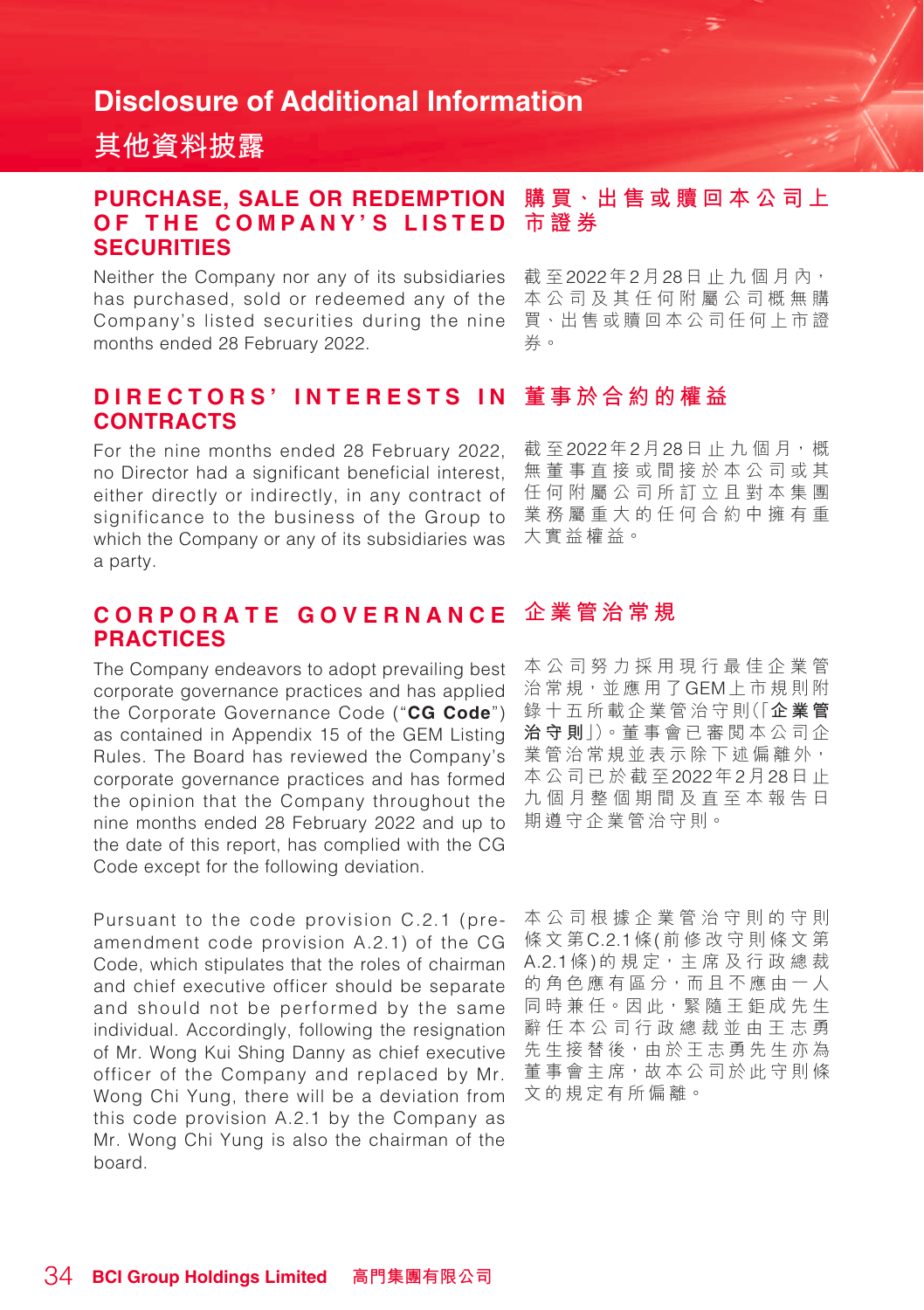# Disclosure of Additional Information

# 其他資料披露

## PURCHASE, SALE OR REDEMPTION OF THE COMPANY'S LISTED SECURITIES

Neither the Company nor any of its subsidiaries has purchased, sold or redeemed any of the Company's listed securities during the nine months ended 28 February 2022.

## 購買、出售或贖回本公司上市證券

截至2022年2月28日止九個月內，本公司及其任何附屬公司概無購買、出售或贖回本公司任何上市證券。

## DIRECTORS' INTERESTS IN CONTRACTS

For the nine months ended 28 February 2022, no Director had a significant beneficial interest, either directly or indirectly, in any contract of significance to the business of the Group to which the Company or any of its subsidiaries was a party.

## 董事於合約的權益

截至2022年2月28日止九個月，概無董事直接或間接於本公司或其任何附屬公司所訂立且對本集團業務屬重大的任何合約中擁有重大實益權益。

## CORPORATE GOVERNANCE PRACTICES

The Company endeavors to adopt prevailing best corporate governance practices and has applied the Corporate Governance Code ("**CG Code**") as contained in Appendix 15 of the GEM Listing Rules. The Board has reviewed the Company's corporate governance practices and has formed the opinion that the Company throughout the nine months ended 28 February 2022 and up to the date of this report, has complied with the CG Code except for the following deviation.

Pursuant to the code provision C.2.1 (pre-amendment code provision A.2.1) of the CG Code, which stipulates that the roles of chairman and chief executive officer should be separate and should not be performed by the same individual. Accordingly, following the resignation of Mr. Wong Kui Shing Danny as chief executive officer of the Company and replaced by Mr. Wong Chi Yung, there will be a deviation from this code provision A.2.1 by the Company as Mr. Wong Chi Yung is also the chairman of the board.

## 企業管治常規

本公司努力採用現行最佳企業管治常規，並應用了GEM上市規則附錄十五所載企業管治守則（「**企業管治守則**」）。董事會已審閱本公司企業管治常規並表示除下述偏離外，本公司已於截至2022年2月28日止九個月整個期間及直至本報告日期遵守企業管治守則。

本公司根據企業管治守則的守則條文第C.2.1條（前修改守則條文第A.2.1條）的規定，主席及行政總裁的角色應有區分，而且不應由一人同時兼任。因此，緊隨王鉅成先生辭任本公司行政總裁並由王志勇先生接替後，由於王志勇先生亦為董事會主席，故本公司於此守則條文的規定有所偏離。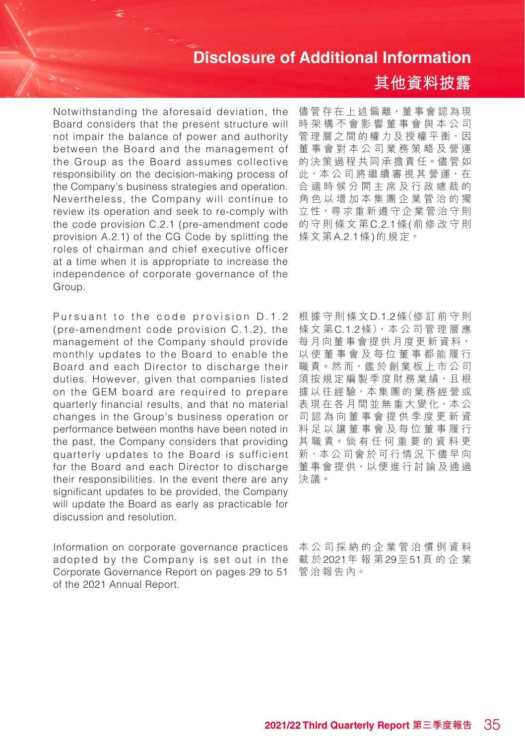Notwithstanding the aforesaid deviation, the Board considers that the present structure will not impair the balance of power and authority between the Board and the management of the Group as the Board assumes collective responsibility on the decision-making process of the Company's business strategies and operation. Nevertheless, the Company will continue to review its operation and seek to re-comply with the code provision C.2.1 (pre-amendment code provision A.2.1) of the CG Code by splitting the roles of chairman and chief executive officer at a time when it is appropriate to increase the independence of corporate governance of the Group.

儘管存在上述偏離，董事會認為現時架構不會影響董事會與本公司管理層之間的權力及授權平衡，因董事會對本公司業務策略及營運的決策過程共同承擔責任。儘管如此，本公司將繼續審視其營運，在合適時候分開主席及行政總裁的角色以增加本集團企業管治的獨立性，尋求重新遵守企業管治守則的守則條文第C.2.1條(前修改守則條文第A.2.1條)的規定。

Pursuant to the code provision D.1.2 (pre-amendment code provision C.1.2), the management of the Company should provide monthly updates to the Board to enable the Board and each Director to discharge their duties. However, given that companies listed on the GEM board are required to prepare quarterly financial results, and that no material changes in the Group's business operation or performance between months have been noted in the past, the Company considers that providing quarterly updates to the Board is sufficient for the Board and each Director to discharge their responsibilities. In the event there are any significant updates to be provided, the Company will update the Board as early as practicable for discussion and resolution.

根據守則條文D.1.2條(修訂前守則條文第C.1.2條)，本公司管理層應每月向董事會提供月度更新資料，以使董事會及每位董事都能履行職責。然而，鑑於創業板上市公司須按規定編製季度財務業績，且根據以往經驗，本集團的業務經營或表現在各月間並無重大變化，本公司認為向董事會提供季度更新資料足以讓董事會及每位董事履行其職責。倘有任何重要的資料更新，本公司會於可行情況下儘早向董事會提供，以便進行討論及通過決議。

Information on corporate governance practices adopted by the Company is set out in the Corporate Governance Report on pages 29 to 51 of the 2021 Annual Report.

本公司採納的企業管治慣例資料載於2021年報第29至51頁的企業管治報告內。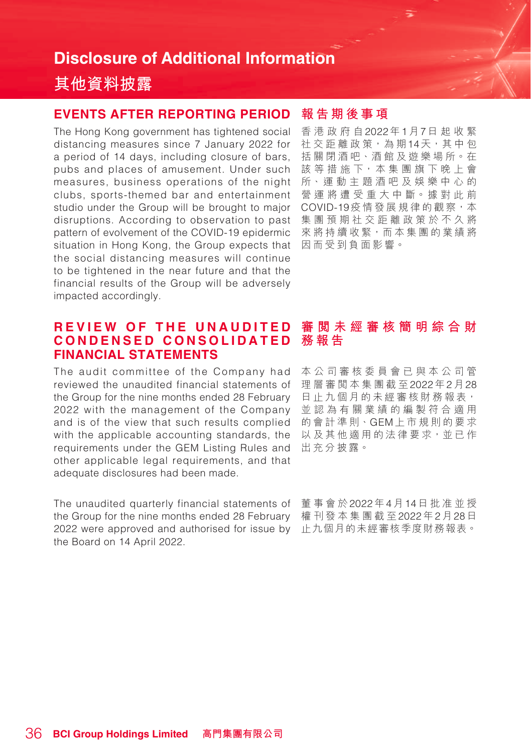# Disclosure of Additional Information

# 其他資料披露

## EVENTS AFTER REPORTING PERIOD

The Hong Kong government has tightened social distancing measures since 7 January 2022 for a period of 14 days, including closure of bars, pubs and places of amusement. Under such measures, business operations of the night clubs, sports-themed bar and entertainment studio under the Group will be brought to major disruptions. According to observation to past pattern of evolvement of the COVID-19 epidermic situation in Hong Kong, the Group expects that the social distancing measures will continue to be tightened in the near future and that the financial results of the Group will be adversely impacted accordingly.

## 報告期後事項

香港政府自2022年1月7日起收緊社交距離政策，為期14天，其中包括關閉酒吧、酒館及遊樂場所。在該等措施下，本集團旗下晚上會所、運動主題酒吧及娛樂中心的營運將遭受重大中斷。據對此前COVID-19疫情發展規律的觀察，本集團預期社交距離政策於不久將來將持續收緊，而本集團的業績將因而受到負面影響。

## REVIEW OF THE UNAUDITED CONDENSED CONSOLIDATED FINANCIAL STATEMENTS

The audit committee of the Company had reviewed the unaudited financial statements of the Group for the nine months ended 28 February 2022 with the management of the Company and is of the view that such results complied with the applicable accounting standards, the requirements under the GEM Listing Rules and other applicable legal requirements, and that adequate disclosures had been made.

The unaudited quarterly financial statements of the Group for the nine months ended 28 February 2022 were approved and authorised for issue by the Board on 14 April 2022.

## 審閱未經審核簡明綜合財務報告

本公司審核委員會已與本公司管理層審閱本集團截至2022年2月28日止九個月的未經審核財務報表，並認為有關業績的編製符合適用的會計準則、GEM上市規則的要求以及其他適用的法律要求，並已作出充分披露。

董事會於2022年4月14日批准並授權刊發本集團截至2022年2月28日止九個月的未經審核季度財務報表。